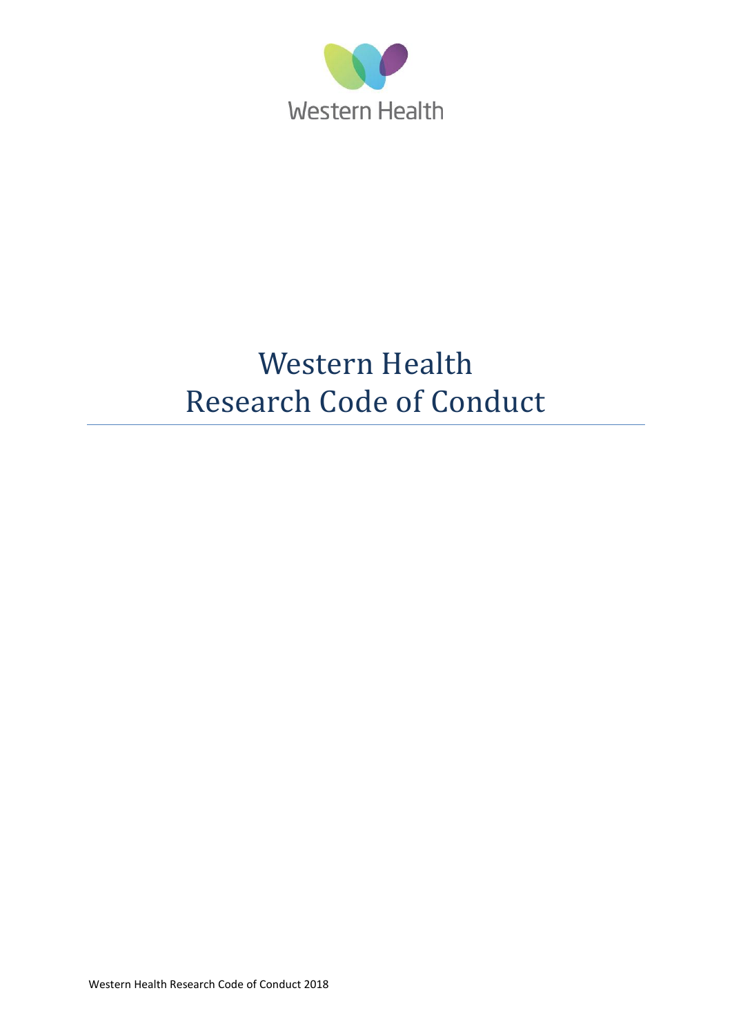Western Health

# Western Health
# Research Code of Conduct

Western Health Research Code of Conduct 2018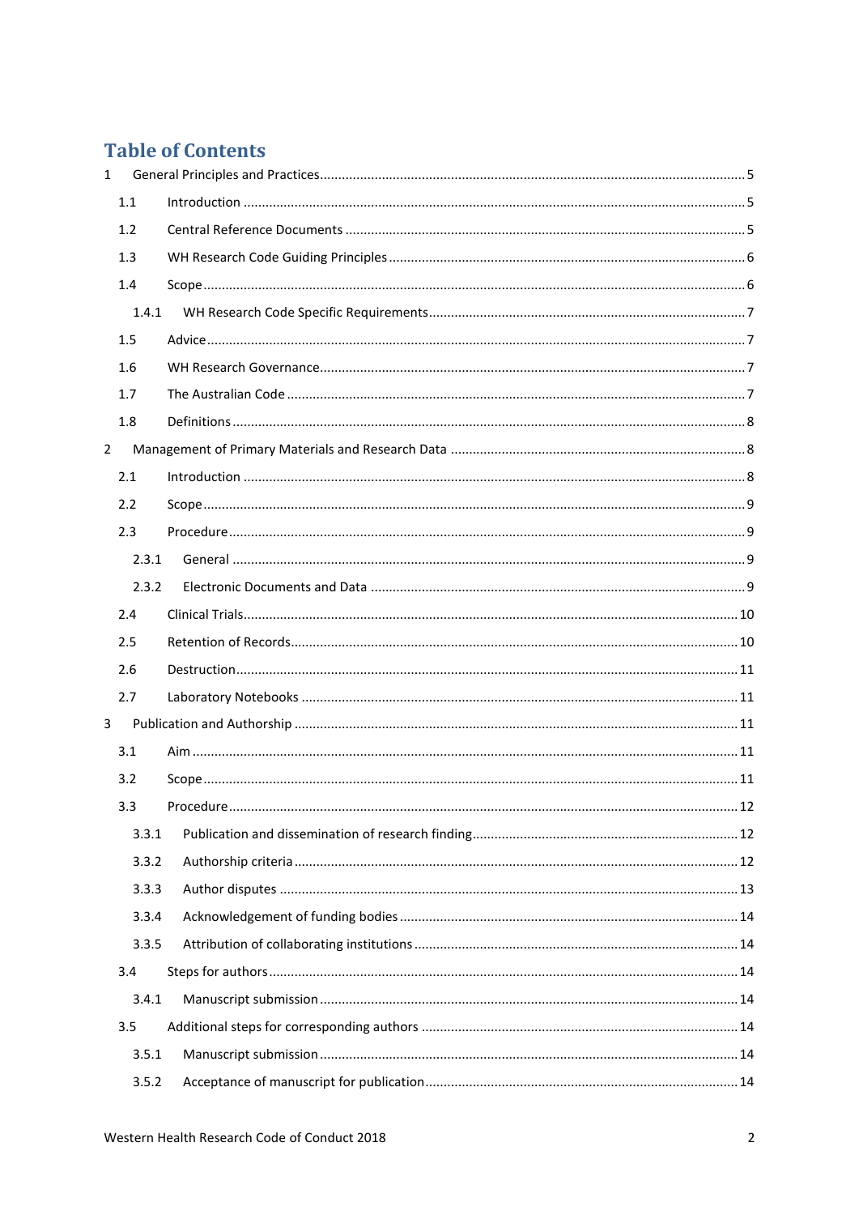# Table of Contents

- 1 General Principles and Practices .... 5
  - 1.1 Introduction .... 5
  - 1.2 Central Reference Documents .... 5
  - 1.3 WH Research Code Guiding Principles .... 6
  - 1.4 Scope .... 6
    - 1.4.1 WH Research Code Specific Requirements .... 7
  - 1.5 Advice .... 7
  - 1.6 WH Research Governance .... 7
  - 1.7 The Australian Code .... 7
  - 1.8 Definitions .... 8
- 2 Management of Primary Materials and Research Data .... 8
  - 2.1 Introduction .... 8
  - 2.2 Scope .... 9
  - 2.3 Procedure .... 9
    - 2.3.1 General .... 9
    - 2.3.2 Electronic Documents and Data .... 9
  - 2.4 Clinical Trials .... 10
  - 2.5 Retention of Records .... 10
  - 2.6 Destruction .... 11
  - 2.7 Laboratory Notebooks .... 11
- 3 Publication and Authorship .... 11
  - 3.1 Aim .... 11
  - 3.2 Scope .... 11
  - 3.3 Procedure .... 12
    - 3.3.1 Publication and dissemination of research finding .... 12
    - 3.3.2 Authorship criteria .... 12
    - 3.3.3 Author disputes .... 13
    - 3.3.4 Acknowledgement of funding bodies .... 14
    - 3.3.5 Attribution of collaborating institutions .... 14
  - 3.4 Steps for authors .... 14
    - 3.4.1 Manuscript submission .... 14
  - 3.5 Additional steps for corresponding authors .... 14
    - 3.5.1 Manuscript submission .... 14
    - 3.5.2 Acceptance of manuscript for publication .... 14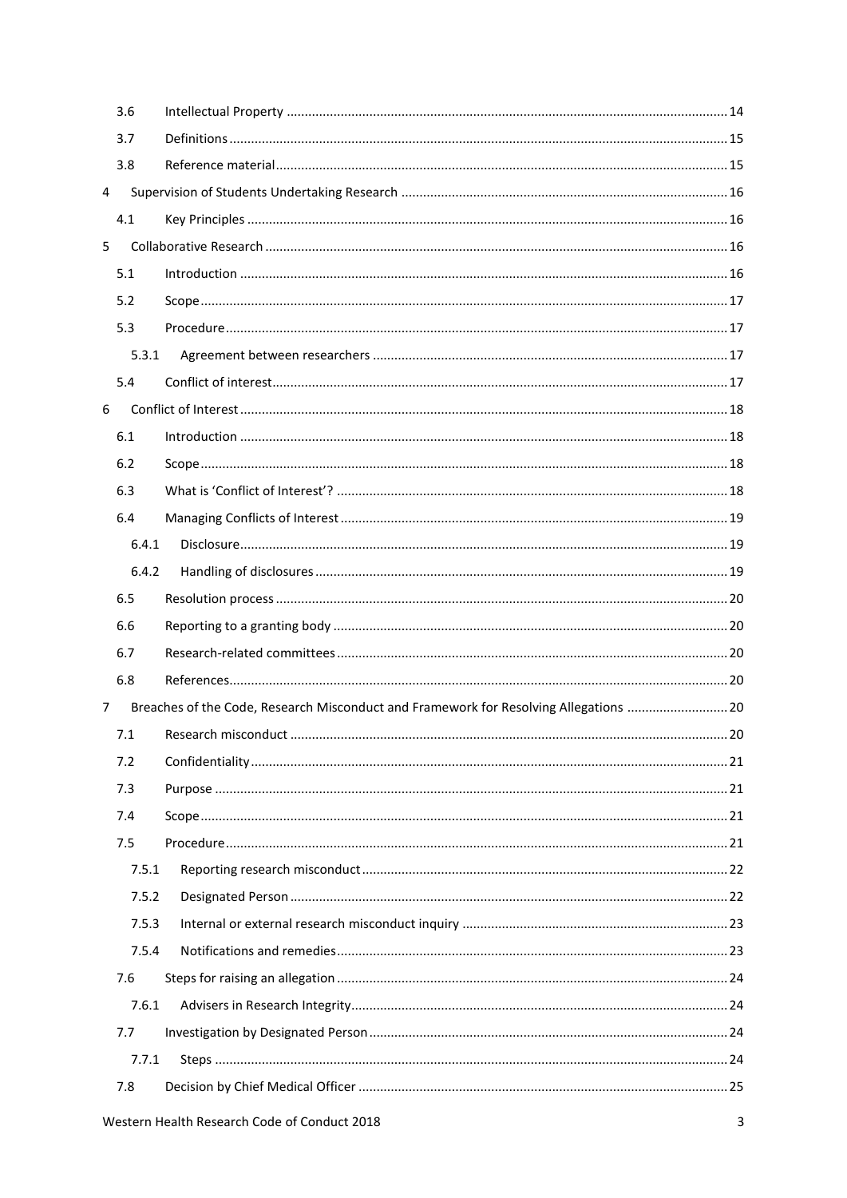| | | |
|---|---|---|
| 3.6 | Intellectual Property | 14 |
| 3.7 | Definitions | 15 |
| 3.8 | Reference material | 15 |
| 4 | Supervision of Students Undertaking Research | 16 |
| 4.1 | Key Principles | 16 |
| 5 | Collaborative Research | 16 |
| 5.1 | Introduction | 16 |
| 5.2 | Scope | 17 |
| 5.3 | Procedure | 17 |
| 5.3.1 | Agreement between researchers | 17 |
| 5.4 | Conflict of interest | 17 |
| 6 | Conflict of Interest | 18 |
| 6.1 | Introduction | 18 |
| 6.2 | Scope | 18 |
| 6.3 | What is 'Conflict of Interest'? | 18 |
| 6.4 | Managing Conflicts of Interest | 19 |
| 6.4.1 | Disclosure | 19 |
| 6.4.2 | Handling of disclosures | 19 |
| 6.5 | Resolution process | 20 |
| 6.6 | Reporting to a granting body | 20 |
| 6.7 | Research-related committees | 20 |
| 6.8 | References | 20 |
| 7 | Breaches of the Code, Research Misconduct and Framework for Resolving Allegations | 20 |
| 7.1 | Research misconduct | 20 |
| 7.2 | Confidentiality | 21 |
| 7.3 | Purpose | 21 |
| 7.4 | Scope | 21 |
| 7.5 | Procedure | 21 |
| 7.5.1 | Reporting research misconduct | 22 |
| 7.5.2 | Designated Person | 22 |
| 7.5.3 | Internal or external research misconduct inquiry | 23 |
| 7.5.4 | Notifications and remedies | 23 |
| 7.6 | Steps for raising an allegation | 24 |
| 7.6.1 | Advisers in Research Integrity | 24 |
| 7.7 | Investigation by Designated Person | 24 |
| 7.7.1 | Steps | 24 |
| 7.8 | Decision by Chief Medical Officer | 25 |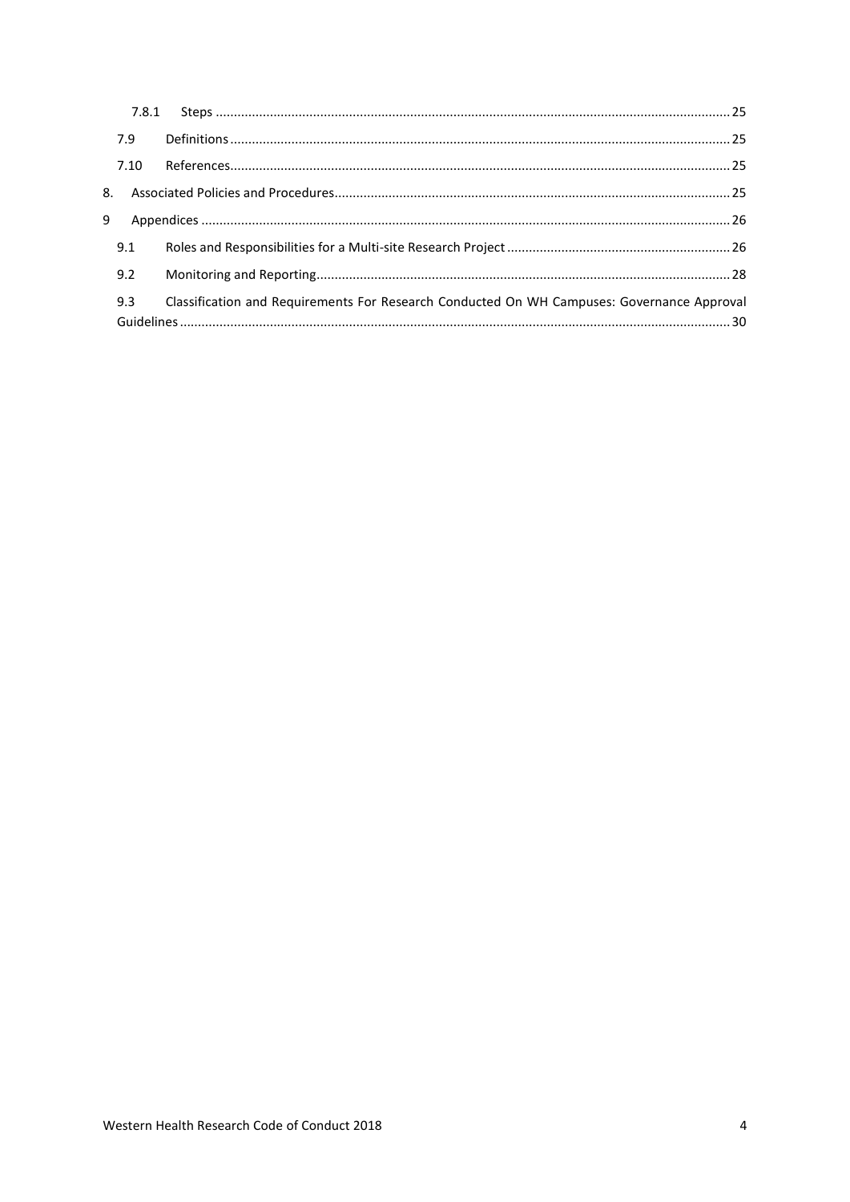- 7.8.1 Steps ........................................................................ 25
- 7.9 Definitions ........................................................................ 25
- 7.10 References ........................................................................ 25

8. Associated Policies and Procedures ........................................................................ 25

9 Appendices ........................................................................ 26

- 9.1 Roles and Responsibilities for a Multi-site Research Project ........................................................................ 26
- 9.2 Monitoring and Reporting ........................................................................ 28
- 9.3 Classification and Requirements For Research Conducted On WH Campuses: Governance Approval Guidelines ........................................................................ 30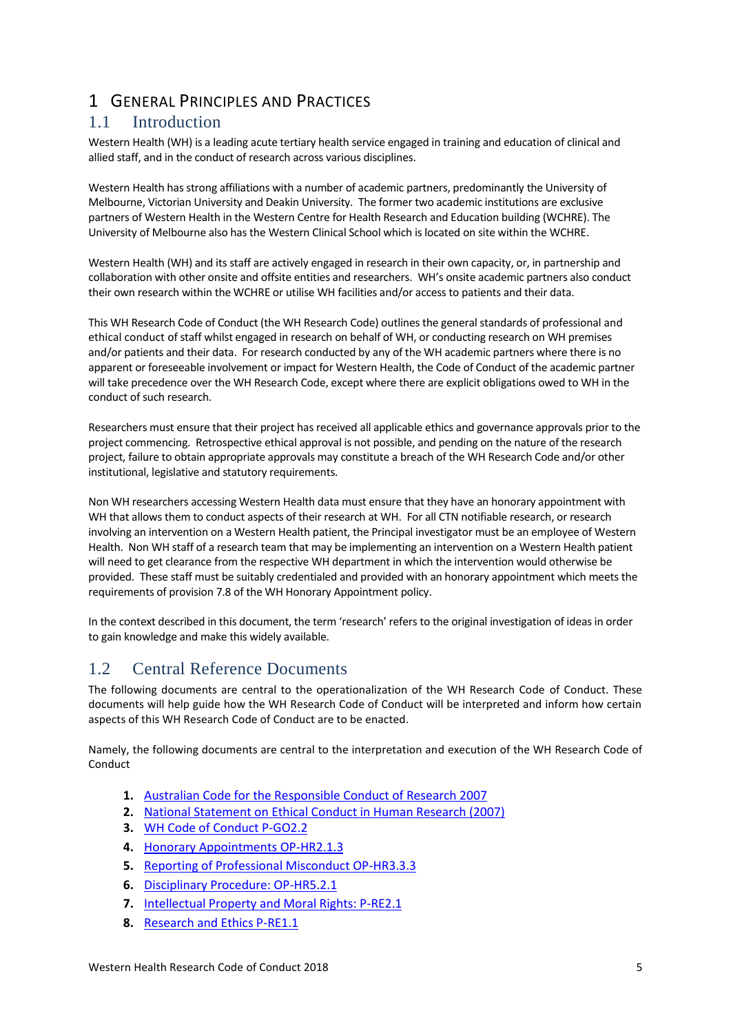# 1 General Principles and Practices

## 1.1 Introduction

Western Health (WH) is a leading acute tertiary health service engaged in training and education of clinical and allied staff, and in the conduct of research across various disciplines.

Western Health has strong affiliations with a number of academic partners, predominantly the University of Melbourne, Victorian University and Deakin University. The former two academic institutions are exclusive partners of Western Health in the Western Centre for Health Research and Education building (WCHRE). The University of Melbourne also has the Western Clinical School which is located on site within the WCHRE.

Western Health (WH) and its staff are actively engaged in research in their own capacity, or, in partnership and collaboration with other onsite and offsite entities and researchers. WH's onsite academic partners also conduct their own research within the WCHRE or utilise WH facilities and/or access to patients and their data.

This WH Research Code of Conduct (the WH Research Code) outlines the general standards of professional and ethical conduct of staff whilst engaged in research on behalf of WH, or conducting research on WH premises and/or patients and their data. For research conducted by any of the WH academic partners where there is no apparent or foreseeable involvement or impact for Western Health, the Code of Conduct of the academic partner will take precedence over the WH Research Code, except where there are explicit obligations owed to WH in the conduct of such research.

Researchers must ensure that their project has received all applicable ethics and governance approvals prior to the project commencing. Retrospective ethical approval is not possible, and pending on the nature of the research project, failure to obtain appropriate approvals may constitute a breach of the WH Research Code and/or other institutional, legislative and statutory requirements.

Non WH researchers accessing Western Health data must ensure that they have an honorary appointment with WH that allows them to conduct aspects of their research at WH. For all CTN notifiable research, or research involving an intervention on a Western Health patient, the Principal investigator must be an employee of Western Health. Non WH staff of a research team that may be implementing an intervention on a Western Health patient will need to get clearance from the respective WH department in which the intervention would otherwise be provided. These staff must be suitably credentialed and provided with an honorary appointment which meets the requirements of provision 7.8 of the WH Honorary Appointment policy.

In the context described in this document, the term 'research' refers to the original investigation of ideas in order to gain knowledge and make this widely available.

## 1.2 Central Reference Documents

The following documents are central to the operationalization of the WH Research Code of Conduct. These documents will help guide how the WH Research Code of Conduct will be interpreted and inform how certain aspects of this WH Research Code of Conduct are to be enacted.

Namely, the following documents are central to the interpretation and execution of the WH Research Code of Conduct

1. Australian Code for the Responsible Conduct of Research 2007
2. National Statement on Ethical Conduct in Human Research (2007)
3. WH Code of Conduct P-GO2.2
4. Honorary Appointments OP-HR2.1.3
5. Reporting of Professional Misconduct OP-HR3.3.3
6. Disciplinary Procedure: OP-HR5.2.1
7. Intellectual Property and Moral Rights: P-RE2.1
8. Research and Ethics P-RE1.1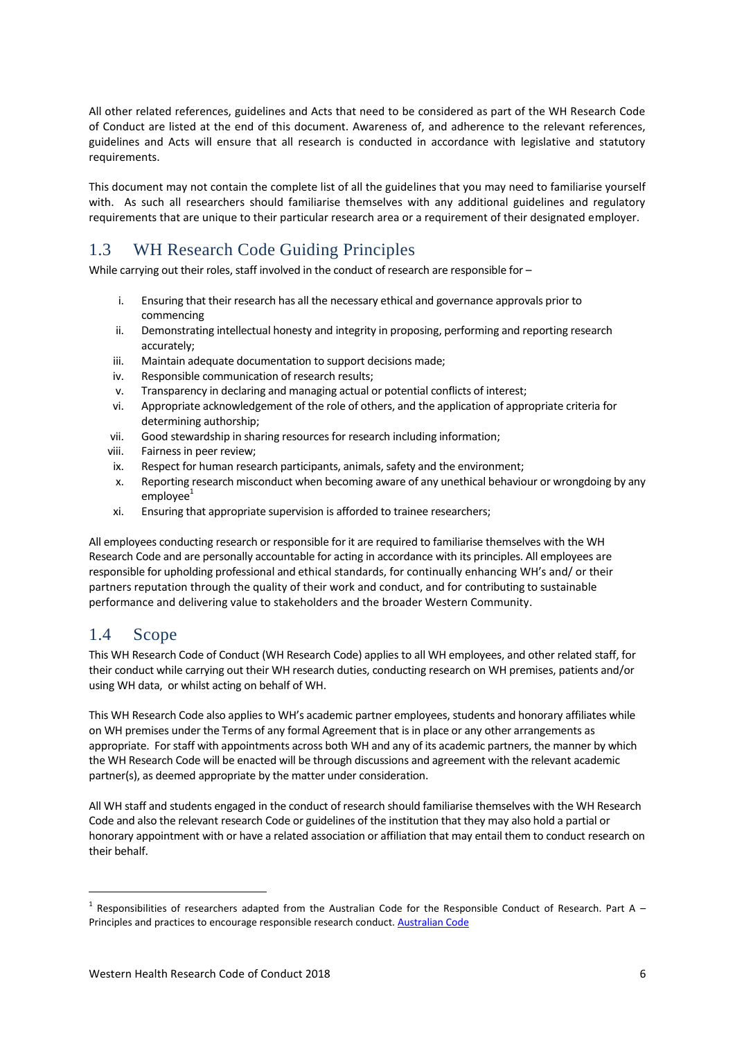All other related references, guidelines and Acts that need to be considered as part of the WH Research Code of Conduct are listed at the end of this document. Awareness of, and adherence to the relevant references, guidelines and Acts will ensure that all research is conducted in accordance with legislative and statutory requirements.

This document may not contain the complete list of all the guidelines that you may need to familiarise yourself with. As such all researchers should familiarise themselves with any additional guidelines and regulatory requirements that are unique to their particular research area or a requirement of their designated employer.

## 1.3 WH Research Code Guiding Principles

While carrying out their roles, staff involved in the conduct of research are responsible for –

i. Ensuring that their research has all the necessary ethical and governance approvals prior to commencing
ii. Demonstrating intellectual honesty and integrity in proposing, performing and reporting research accurately;
iii. Maintain adequate documentation to support decisions made;
iv. Responsible communication of research results;
v. Transparency in declaring and managing actual or potential conflicts of interest;
vi. Appropriate acknowledgement of the role of others, and the application of appropriate criteria for determining authorship;
vii. Good stewardship in sharing resources for research including information;
viii. Fairness in peer review;
ix. Respect for human research participants, animals, safety and the environment;
x. Reporting research misconduct when becoming aware of any unethical behaviour or wrongdoing by any employee[1]
xi. Ensuring that appropriate supervision is afforded to trainee researchers;

All employees conducting research or responsible for it are required to familiarise themselves with the WH Research Code and are personally accountable for acting in accordance with its principles. All employees are responsible for upholding professional and ethical standards, for continually enhancing WH's and/ or their partners reputation through the quality of their work and conduct, and for contributing to sustainable performance and delivering value to stakeholders and the broader Western Community.

## 1.4 Scope

This WH Research Code of Conduct (WH Research Code) applies to all WH employees, and other related staff, for their conduct while carrying out their WH research duties, conducting research on WH premises, patients and/or using WH data, or whilst acting on behalf of WH.

This WH Research Code also applies to WH's academic partner employees, students and honorary affiliates while on WH premises under the Terms of any formal Agreement that is in place or any other arrangements as appropriate. For staff with appointments across both WH and any of its academic partners, the manner by which the WH Research Code will be enacted will be through discussions and agreement with the relevant academic partner(s), as deemed appropriate by the matter under consideration.

All WH staff and students engaged in the conduct of research should familiarise themselves with the WH Research Code and also the relevant research Code or guidelines of the institution that they may also hold a partial or honorary appointment with or have a related association or affiliation that may entail them to conduct research on their behalf.

---

[1] Responsibilities of researchers adapted from the Australian Code for the Responsible Conduct of Research. Part A – Principles and practices to encourage responsible research conduct. Australian Code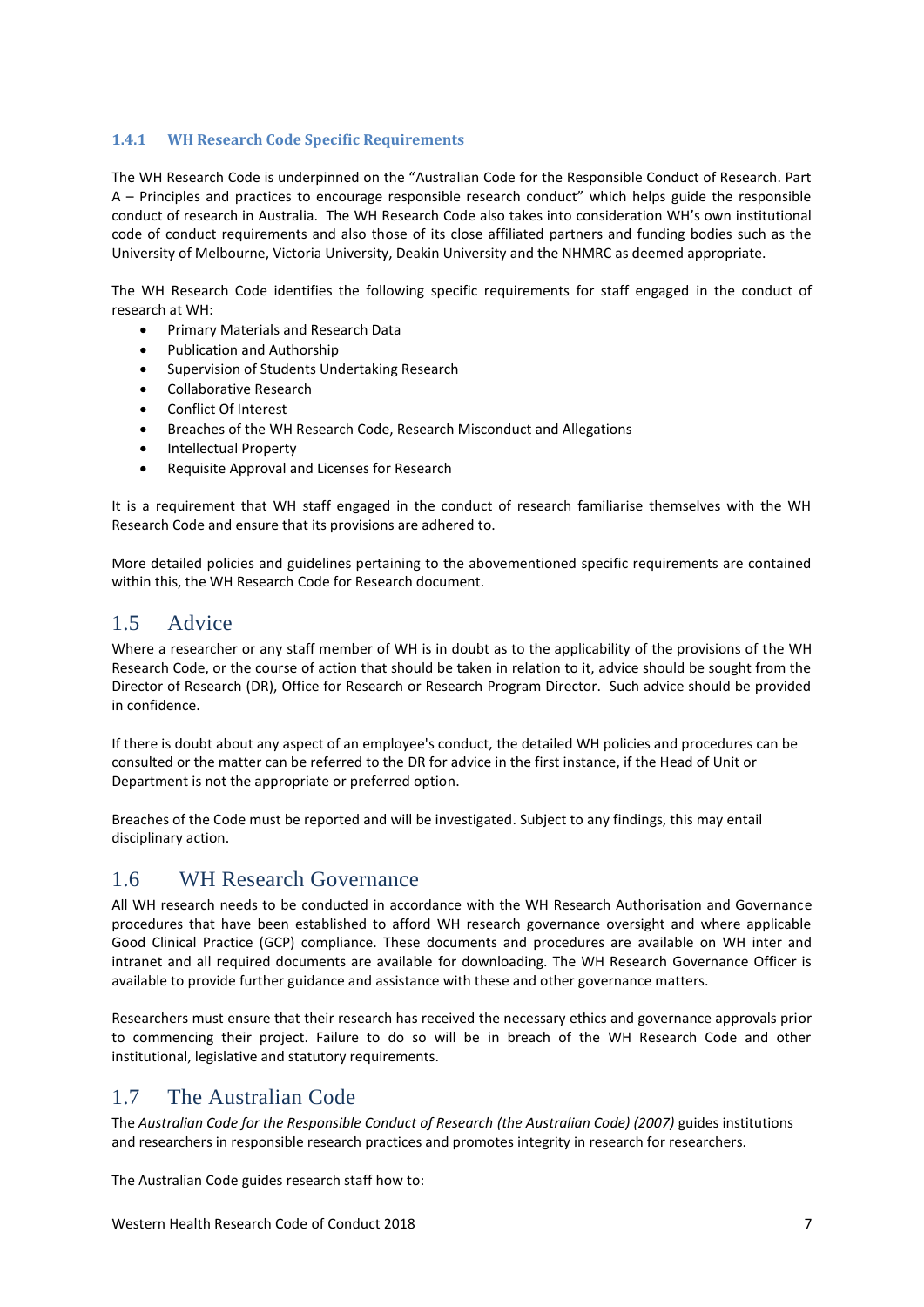### 1.4.1 WH Research Code Specific Requirements

The WH Research Code is underpinned on the "Australian Code for the Responsible Conduct of Research. Part A – Principles and practices to encourage responsible research conduct" which helps guide the responsible conduct of research in Australia. The WH Research Code also takes into consideration WH's own institutional code of conduct requirements and also those of its close affiliated partners and funding bodies such as the University of Melbourne, Victoria University, Deakin University and the NHMRC as deemed appropriate.

The WH Research Code identifies the following specific requirements for staff engaged in the conduct of research at WH:

- Primary Materials and Research Data
- Publication and Authorship
- Supervision of Students Undertaking Research
- Collaborative Research
- Conflict Of Interest
- Breaches of the WH Research Code, Research Misconduct and Allegations
- Intellectual Property
- Requisite Approval and Licenses for Research

It is a requirement that WH staff engaged in the conduct of research familiarise themselves with the WH Research Code and ensure that its provisions are adhered to.

More detailed policies and guidelines pertaining to the abovementioned specific requirements are contained within this, the WH Research Code for Research document.

## 1.5 Advice

Where a researcher or any staff member of WH is in doubt as to the applicability of the provisions of the WH Research Code, or the course of action that should be taken in relation to it, advice should be sought from the Director of Research (DR), Office for Research or Research Program Director. Such advice should be provided in confidence.

If there is doubt about any aspect of an employee's conduct, the detailed WH policies and procedures can be consulted or the matter can be referred to the DR for advice in the first instance, if the Head of Unit or Department is not the appropriate or preferred option.

Breaches of the Code must be reported and will be investigated. Subject to any findings, this may entail disciplinary action.

## 1.6 WH Research Governance

All WH research needs to be conducted in accordance with the WH Research Authorisation and Governance procedures that have been established to afford WH research governance oversight and where applicable Good Clinical Practice (GCP) compliance. These documents and procedures are available on WH inter and intranet and all required documents are available for downloading. The WH Research Governance Officer is available to provide further guidance and assistance with these and other governance matters.

Researchers must ensure that their research has received the necessary ethics and governance approvals prior to commencing their project. Failure to do so will be in breach of the WH Research Code and other institutional, legislative and statutory requirements.

## 1.7 The Australian Code

The *Australian Code for the Responsible Conduct of Research (the Australian Code) (2007)* guides institutions and researchers in responsible research practices and promotes integrity in research for researchers.

The Australian Code guides research staff how to: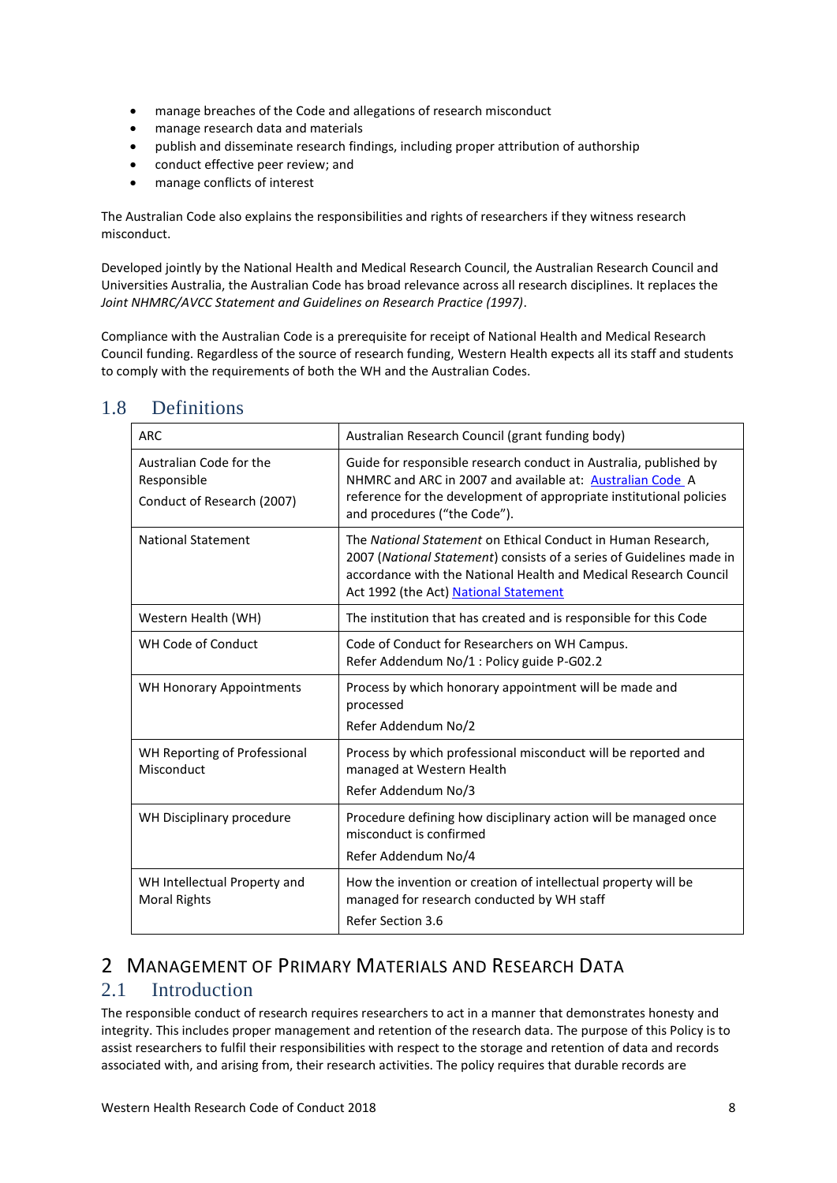- manage breaches of the Code and allegations of research misconduct
- manage research data and materials
- publish and disseminate research findings, including proper attribution of authorship
- conduct effective peer review; and
- manage conflicts of interest

The Australian Code also explains the responsibilities and rights of researchers if they witness research misconduct.

Developed jointly by the National Health and Medical Research Council, the Australian Research Council and Universities Australia, the Australian Code has broad relevance across all research disciplines. It replaces the *Joint NHMRC/AVCC Statement and Guidelines on Research Practice (1997)*.

Compliance with the Australian Code is a prerequisite for receipt of National Health and Medical Research Council funding. Regardless of the source of research funding, Western Health expects all its staff and students to comply with the requirements of both the WH and the Australian Codes.

## 1.8 Definitions

| ARC | Australian Research Council (grant funding body) |
|---|---|
| Australian Code for the Responsible Conduct of Research (2007) | Guide for responsible research conduct in Australia, published by NHMRC and ARC in 2007 and available at: Australian Code A reference for the development of appropriate institutional policies and procedures ("the Code"). |
| National Statement | The *National Statement* on Ethical Conduct in Human Research, 2007 (*National Statement*) consists of a series of Guidelines made in accordance with the National Health and Medical Research Council Act 1992 (the Act) National Statement |
| Western Health (WH) | The institution that has created and is responsible for this Code |
| WH Code of Conduct | Code of Conduct for Researchers on WH Campus. Refer Addendum No/1 : Policy guide P-G02.2 |
| WH Honorary Appointments | Process by which honorary appointment will be made and processed Refer Addendum No/2 |
| WH Reporting of Professional Misconduct | Process by which professional misconduct will be reported and managed at Western Health Refer Addendum No/3 |
| WH Disciplinary procedure | Procedure defining how disciplinary action will be managed once misconduct is confirmed Refer Addendum No/4 |
| WH Intellectual Property and Moral Rights | How the invention or creation of intellectual property will be managed for research conducted by WH staff Refer Section 3.6 |

# 2 Management of Primary Materials and Research Data

## 2.1 Introduction

The responsible conduct of research requires researchers to act in a manner that demonstrates honesty and integrity. This includes proper management and retention of the research data. The purpose of this Policy is to assist researchers to fulfil their responsibilities with respect to the storage and retention of data and records associated with, and arising from, their research activities. The policy requires that durable records are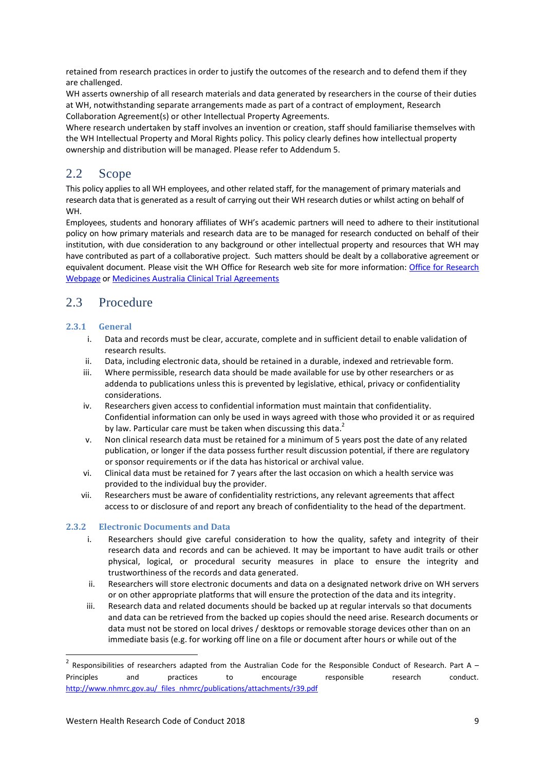retained from research practices in order to justify the outcomes of the research and to defend them if they are challenged.

WH asserts ownership of all research materials and data generated by researchers in the course of their duties at WH, notwithstanding separate arrangements made as part of a contract of employment, Research Collaboration Agreement(s) or other Intellectual Property Agreements.

Where research undertaken by staff involves an invention or creation, staff should familiarise themselves with the WH Intellectual Property and Moral Rights policy. This policy clearly defines how intellectual property ownership and distribution will be managed. Please refer to Addendum 5.

## 2.2 Scope

This policy applies to all WH employees, and other related staff, for the management of primary materials and research data that is generated as a result of carrying out their WH research duties or whilst acting on behalf of WH.

Employees, students and honorary affiliates of WH's academic partners will need to adhere to their institutional policy on how primary materials and research data are to be managed for research conducted on behalf of their institution, with due consideration to any background or other intellectual property and resources that WH may have contributed as part of a collaborative project. Such matters should be dealt by a collaborative agreement or equivalent document. Please visit the WH Office for Research web site for more information: Office for Research Webpage or Medicines Australia Clinical Trial Agreements

## 2.3 Procedure

### 2.3.1 General

i. Data and records must be clear, accurate, complete and in sufficient detail to enable validation of research results.

ii. Data, including electronic data, should be retained in a durable, indexed and retrievable form.

iii. Where permissible, research data should be made available for use by other researchers or as addenda to publications unless this is prevented by legislative, ethical, privacy or confidentiality considerations.

iv. Researchers given access to confidential information must maintain that confidentiality. Confidential information can only be used in ways agreed with those who provided it or as required by law. Particular care must be taken when discussing this data.[2]

v. Non clinical research data must be retained for a minimum of 5 years post the date of any related publication, or longer if the data possess further result discussion potential, if there are regulatory or sponsor requirements or if the data has historical or archival value.

vi. Clinical data must be retained for 7 years after the last occasion on which a health service was provided to the individual buy the provider.

vii. Researchers must be aware of confidentiality restrictions, any relevant agreements that affect access to or disclosure of and report any breach of confidentiality to the head of the department.

### 2.3.2 Electronic Documents and Data

i. Researchers should give careful consideration to how the quality, safety and integrity of their research data and records and can be achieved. It may be important to have audit trails or other physical, logical, or procedural security measures in place to ensure the integrity and trustworthiness of the records and data generated.

ii. Researchers will store electronic documents and data on a designated network drive on WH servers or on other appropriate platforms that will ensure the protection of the data and its integrity.

iii. Research data and related documents should be backed up at regular intervals so that documents and data can be retrieved from the backed up copies should the need arise. Research documents or data must not be stored on local drives / desktops or removable storage devices other than on an immediate basis (e.g. for working off line on a file or document after hours or while out of the

[2] Responsibilities of researchers adapted from the Australian Code for the Responsible Conduct of Research. Part A – Principles and practices to encourage responsible research conduct. http://www.nhmrc.gov.au/_files_nhmrc/publications/attachments/r39.pdf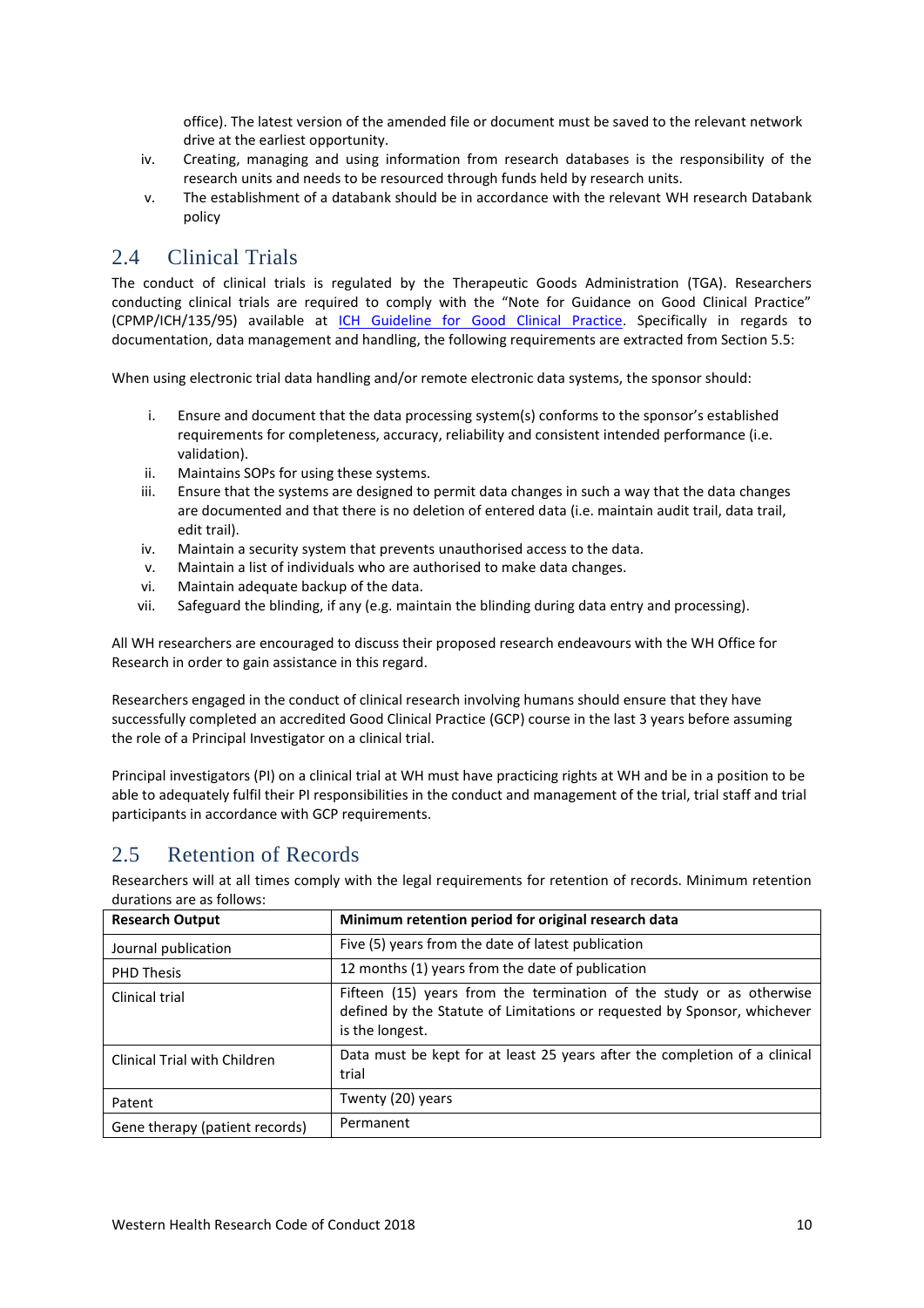office). The latest version of the amended file or document must be saved to the relevant network drive at the earliest opportunity.

iv. Creating, managing and using information from research databases is the responsibility of the research units and needs to be resourced through funds held by research units.

v. The establishment of a databank should be in accordance with the relevant WH research Databank policy

## 2.4 Clinical Trials

The conduct of clinical trials is regulated by the Therapeutic Goods Administration (TGA). Researchers conducting clinical trials are required to comply with the "Note for Guidance on Good Clinical Practice" (CPMP/ICH/135/95) available at [ICH Guideline for Good Clinical Practice](). Specifically in regards to documentation, data management and handling, the following requirements are extracted from Section 5.5:

When using electronic trial data handling and/or remote electronic data systems, the sponsor should:

i. Ensure and document that the data processing system(s) conforms to the sponsor's established requirements for completeness, accuracy, reliability and consistent intended performance (i.e. validation).
ii. Maintains SOPs for using these systems.
iii. Ensure that the systems are designed to permit data changes in such a way that the data changes are documented and that there is no deletion of entered data (i.e. maintain audit trail, data trail, edit trail).
iv. Maintain a security system that prevents unauthorised access to the data.
v. Maintain a list of individuals who are authorised to make data changes.
vi. Maintain adequate backup of the data.
vii. Safeguard the blinding, if any (e.g. maintain the blinding during data entry and processing).

All WH researchers are encouraged to discuss their proposed research endeavours with the WH Office for Research in order to gain assistance in this regard.

Researchers engaged in the conduct of clinical research involving humans should ensure that they have successfully completed an accredited Good Clinical Practice (GCP) course in the last 3 years before assuming the role of a Principal Investigator on a clinical trial.

Principal investigators (PI) on a clinical trial at WH must have practicing rights at WH and be in a position to be able to adequately fulfil their PI responsibilities in the conduct and management of the trial, trial staff and trial participants in accordance with GCP requirements.

## 2.5 Retention of Records

Researchers will at all times comply with the legal requirements for retention of records. Minimum retention durations are as follows:

| Research Output | Minimum retention period for original research data |
|---|---|
| Journal publication | Five (5) years from the date of latest publication |
| PHD Thesis | 12 months (1) years from the date of publication |
| Clinical trial | Fifteen (15) years from the termination of the study or as otherwise defined by the Statute of Limitations or requested by Sponsor, whichever is the longest. |
| Clinical Trial with Children | Data must be kept for at least 25 years after the completion of a clinical trial |
| Patent | Twenty (20) years |
| Gene therapy (patient records) | Permanent |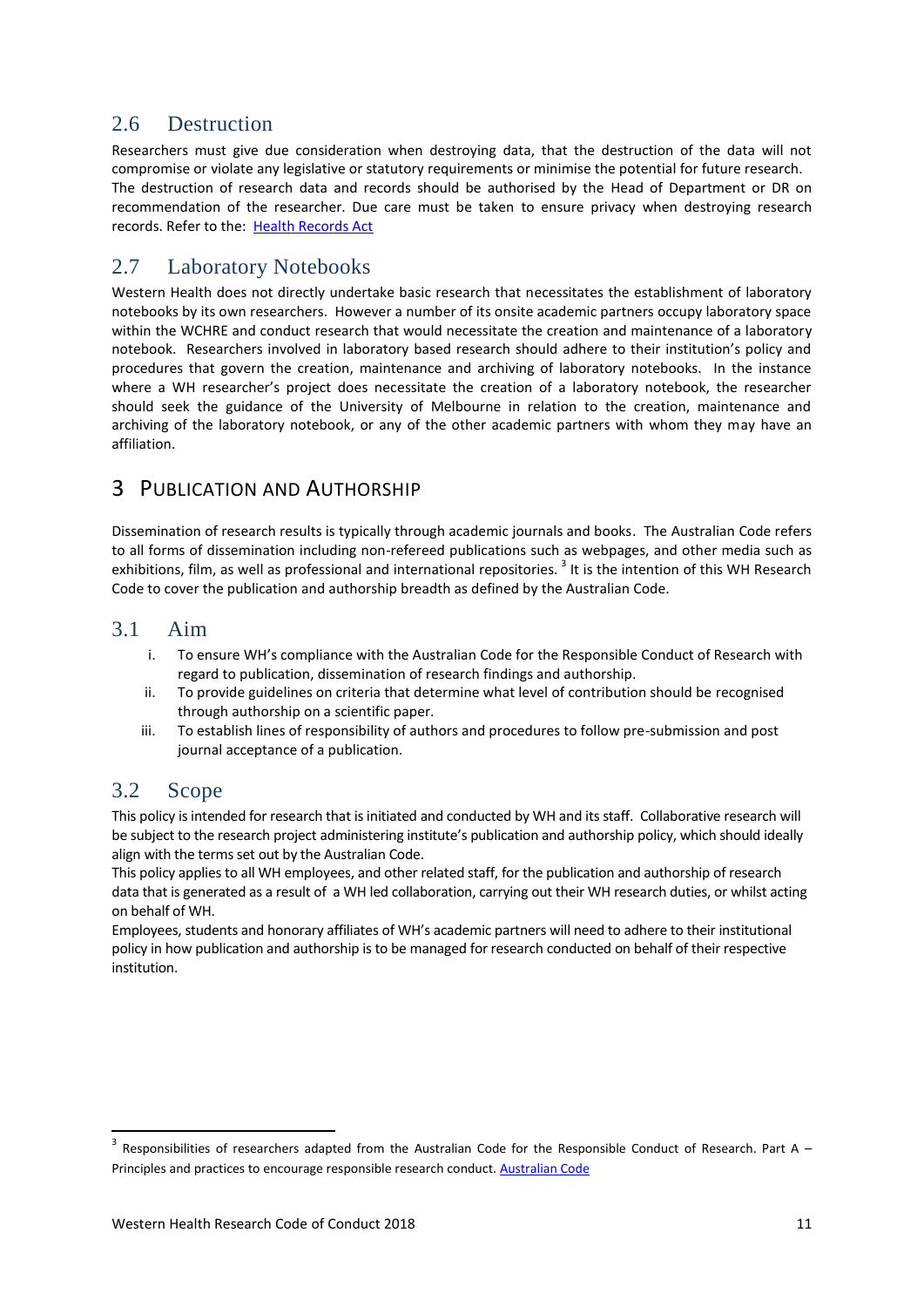## 2.6 Destruction

Researchers must give due consideration when destroying data, that the destruction of the data will not compromise or violate any legislative or statutory requirements or minimise the potential for future research.
The destruction of research data and records should be authorised by the Head of Department or DR on recommendation of the researcher. Due care must be taken to ensure privacy when destroying research records. Refer to the: Health Records Act

## 2.7 Laboratory Notebooks

Western Health does not directly undertake basic research that necessitates the establishment of laboratory notebooks by its own researchers. However a number of its onsite academic partners occupy laboratory space within the WCHRE and conduct research that would necessitate the creation and maintenance of a laboratory notebook. Researchers involved in laboratory based research should adhere to their institution's policy and procedures that govern the creation, maintenance and archiving of laboratory notebooks. In the instance where a WH researcher's project does necessitate the creation of a laboratory notebook, the researcher should seek the guidance of the University of Melbourne in relation to the creation, maintenance and archiving of the laboratory notebook, or any of the other academic partners with whom they may have an affiliation.

# 3 Publication and Authorship

Dissemination of research results is typically through academic journals and books. The Australian Code refers to all forms of dissemination including non-refereed publications such as webpages, and other media such as exhibitions, film, as well as professional and international repositories. [3] It is the intention of this WH Research Code to cover the publication and authorship breadth as defined by the Australian Code.

## 3.1 Aim

i. To ensure WH's compliance with the Australian Code for the Responsible Conduct of Research with regard to publication, dissemination of research findings and authorship.
ii. To provide guidelines on criteria that determine what level of contribution should be recognised through authorship on a scientific paper.
iii. To establish lines of responsibility of authors and procedures to follow pre-submission and post journal acceptance of a publication.

## 3.2 Scope

This policy is intended for research that is initiated and conducted by WH and its staff. Collaborative research will be subject to the research project administering institute's publication and authorship policy, which should ideally align with the terms set out by the Australian Code.
This policy applies to all WH employees, and other related staff, for the publication and authorship of research data that is generated as a result of a WH led collaboration, carrying out their WH research duties, or whilst acting on behalf of WH.
Employees, students and honorary affiliates of WH's academic partners will need to adhere to their institutional policy in how publication and authorship is to be managed for research conducted on behalf of their respective institution.

[3] Responsibilities of researchers adapted from the Australian Code for the Responsible Conduct of Research. Part A – Principles and practices to encourage responsible research conduct. Australian Code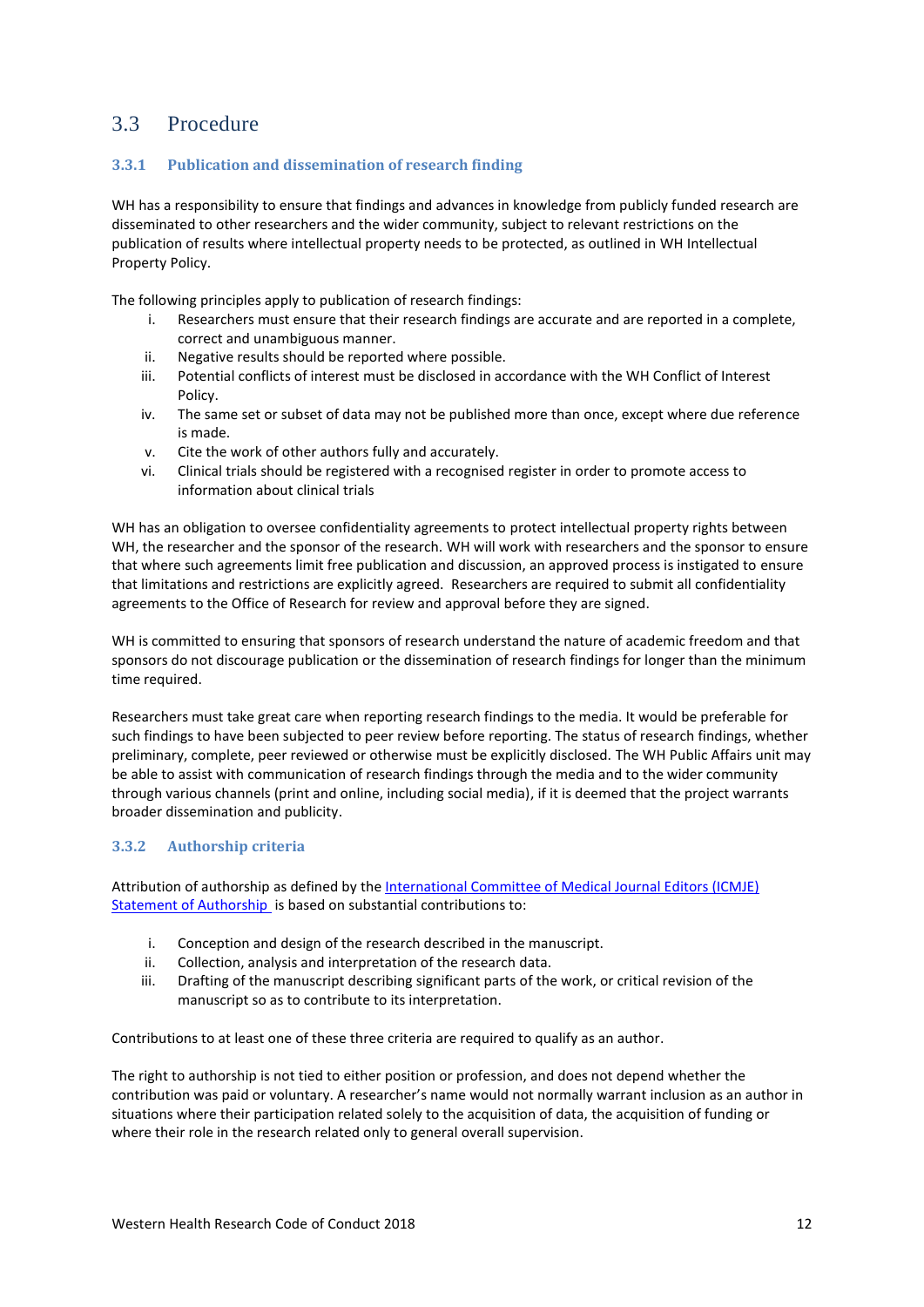## 3.3 Procedure

### 3.3.1 Publication and dissemination of research finding

WH has a responsibility to ensure that findings and advances in knowledge from publicly funded research are disseminated to other researchers and the wider community, subject to relevant restrictions on the publication of results where intellectual property needs to be protected, as outlined in WH Intellectual Property Policy.

The following principles apply to publication of research findings:

i. Researchers must ensure that their research findings are accurate and are reported in a complete, correct and unambiguous manner.
ii. Negative results should be reported where possible.
iii. Potential conflicts of interest must be disclosed in accordance with the WH Conflict of Interest Policy.
iv. The same set or subset of data may not be published more than once, except where due reference is made.
v. Cite the work of other authors fully and accurately.
vi. Clinical trials should be registered with a recognised register in order to promote access to information about clinical trials

WH has an obligation to oversee confidentiality agreements to protect intellectual property rights between WH, the researcher and the sponsor of the research. WH will work with researchers and the sponsor to ensure that where such agreements limit free publication and discussion, an approved process is instigated to ensure that limitations and restrictions are explicitly agreed. Researchers are required to submit all confidentiality agreements to the Office of Research for review and approval before they are signed.

WH is committed to ensuring that sponsors of research understand the nature of academic freedom and that sponsors do not discourage publication or the dissemination of research findings for longer than the minimum time required.

Researchers must take great care when reporting research findings to the media. It would be preferable for such findings to have been subjected to peer review before reporting. The status of research findings, whether preliminary, complete, peer reviewed or otherwise must be explicitly disclosed. The WH Public Affairs unit may be able to assist with communication of research findings through the media and to the wider community through various channels (print and online, including social media), if it is deemed that the project warrants broader dissemination and publicity.

### 3.3.2 Authorship criteria

Attribution of authorship as defined by the International Committee of Medical Journal Editors (ICMJE) Statement of Authorship is based on substantial contributions to:

i. Conception and design of the research described in the manuscript.
ii. Collection, analysis and interpretation of the research data.
iii. Drafting of the manuscript describing significant parts of the work, or critical revision of the manuscript so as to contribute to its interpretation.

Contributions to at least one of these three criteria are required to qualify as an author.

The right to authorship is not tied to either position or profession, and does not depend whether the contribution was paid or voluntary. A researcher's name would not normally warrant inclusion as an author in situations where their participation related solely to the acquisition of data, the acquisition of funding or where their role in the research related only to general overall supervision.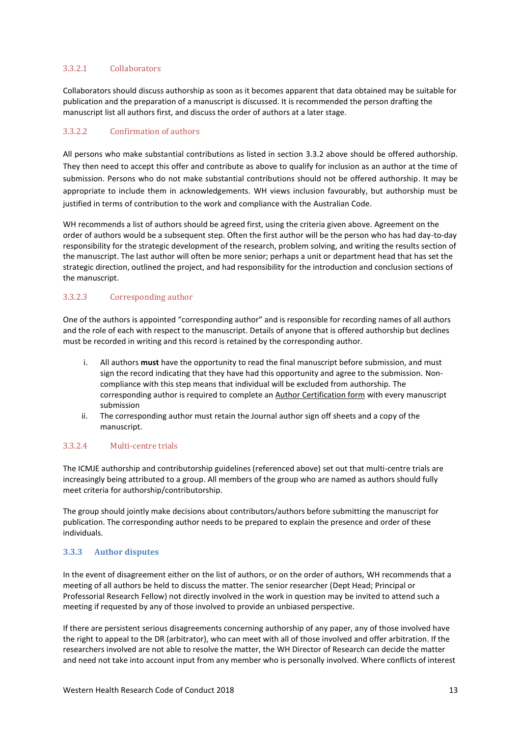#### 3.3.2.1 Collaborators

Collaborators should discuss authorship as soon as it becomes apparent that data obtained may be suitable for publication and the preparation of a manuscript is discussed. It is recommended the person drafting the manuscript list all authors first, and discuss the order of authors at a later stage.

#### 3.3.2.2 Confirmation of authors

All persons who make substantial contributions as listed in section 3.3.2 above should be offered authorship. They then need to accept this offer and contribute as above to qualify for inclusion as an author at the time of submission. Persons who do not make substantial contributions should not be offered authorship. It may be appropriate to include them in acknowledgements. WH views inclusion favourably, but authorship must be justified in terms of contribution to the work and compliance with the Australian Code.

WH recommends a list of authors should be agreed first, using the criteria given above. Agreement on the order of authors would be a subsequent step. Often the first author will be the person who has had day-to-day responsibility for the strategic development of the research, problem solving, and writing the results section of the manuscript. The last author will often be more senior; perhaps a unit or department head that has set the strategic direction, outlined the project, and had responsibility for the introduction and conclusion sections of the manuscript.

#### 3.3.2.3 Corresponding author

One of the authors is appointed “corresponding author” and is responsible for recording names of all authors and the role of each with respect to the manuscript. Details of anyone that is offered authorship but declines must be recorded in writing and this record is retained by the corresponding author.

i. All authors **must** have the opportunity to read the final manuscript before submission, and must sign the record indicating that they have had this opportunity and agree to the submission. Non-compliance with this step means that individual will be excluded from authorship. The corresponding author is required to complete an Author Certification form with every manuscript submission
ii. The corresponding author must retain the Journal author sign off sheets and a copy of the manuscript.

#### 3.3.2.4 Multi-centre trials

The ICMJE authorship and contributorship guidelines (referenced above) set out that multi-centre trials are increasingly being attributed to a group. All members of the group who are named as authors should fully meet criteria for authorship/contributorship.

The group should jointly make decisions about contributors/authors before submitting the manuscript for publication. The corresponding author needs to be prepared to explain the presence and order of these individuals.

### 3.3.3 Author disputes

In the event of disagreement either on the list of authors, or on the order of authors, WH recommends that a meeting of all authors be held to discuss the matter. The senior researcher (Dept Head; Principal or Professorial Research Fellow) not directly involved in the work in question may be invited to attend such a meeting if requested by any of those involved to provide an unbiased perspective.

If there are persistent serious disagreements concerning authorship of any paper, any of those involved have the right to appeal to the DR (arbitrator), who can meet with all of those involved and offer arbitration. If the researchers involved are not able to resolve the matter, the WH Director of Research can decide the matter and need not take into account input from any member who is personally involved. Where conflicts of interest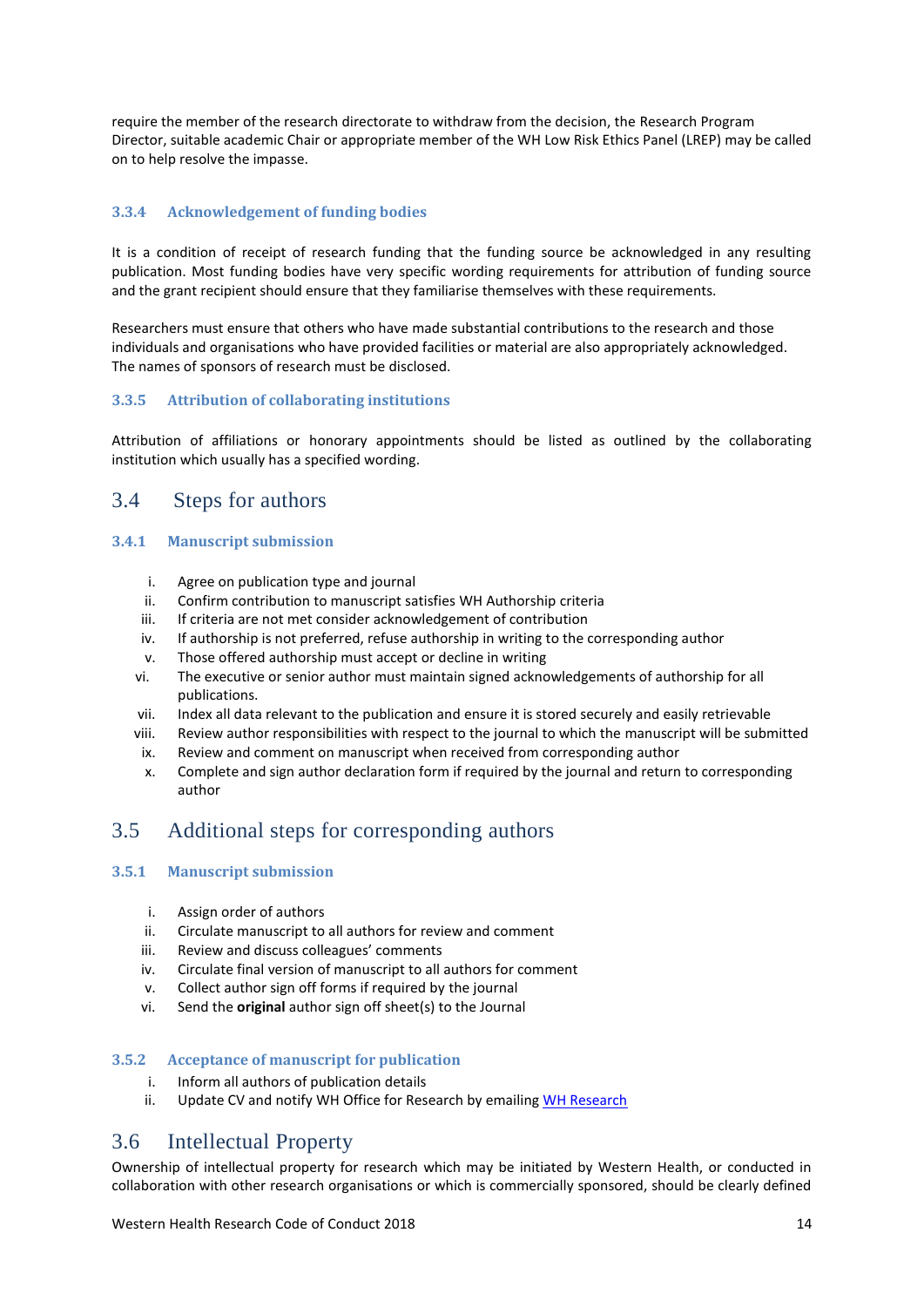require the member of the research directorate to withdraw from the decision, the Research Program Director, suitable academic Chair or appropriate member of the WH Low Risk Ethics Panel (LREP) may be called on to help resolve the impasse.

### 3.3.4 Acknowledgement of funding bodies

It is a condition of receipt of research funding that the funding source be acknowledged in any resulting publication. Most funding bodies have very specific wording requirements for attribution of funding source and the grant recipient should ensure that they familiarise themselves with these requirements.

Researchers must ensure that others who have made substantial contributions to the research and those individuals and organisations who have provided facilities or material are also appropriately acknowledged. The names of sponsors of research must be disclosed.

### 3.3.5 Attribution of collaborating institutions

Attribution of affiliations or honorary appointments should be listed as outlined by the collaborating institution which usually has a specified wording.

## 3.4 Steps for authors

### 3.4.1 Manuscript submission

i. Agree on publication type and journal
ii. Confirm contribution to manuscript satisfies WH Authorship criteria
iii. If criteria are not met consider acknowledgement of contribution
iv. If authorship is not preferred, refuse authorship in writing to the corresponding author
v. Those offered authorship must accept or decline in writing
vi. The executive or senior author must maintain signed acknowledgements of authorship for all publications.
vii. Index all data relevant to the publication and ensure it is stored securely and easily retrievable
viii. Review author responsibilities with respect to the journal to which the manuscript will be submitted
ix. Review and comment on manuscript when received from corresponding author
x. Complete and sign author declaration form if required by the journal and return to corresponding author

## 3.5 Additional steps for corresponding authors

### 3.5.1 Manuscript submission

i. Assign order of authors
ii. Circulate manuscript to all authors for review and comment
iii. Review and discuss colleagues' comments
iv. Circulate final version of manuscript to all authors for comment
v. Collect author sign off forms if required by the journal
vi. Send the **original** author sign off sheet(s) to the Journal

### 3.5.2 Acceptance of manuscript for publication

i. Inform all authors of publication details
ii. Update CV and notify WH Office for Research by emailing WH Research

## 3.6 Intellectual Property

Ownership of intellectual property for research which may be initiated by Western Health, or conducted in collaboration with other research organisations or which is commercially sponsored, should be clearly defined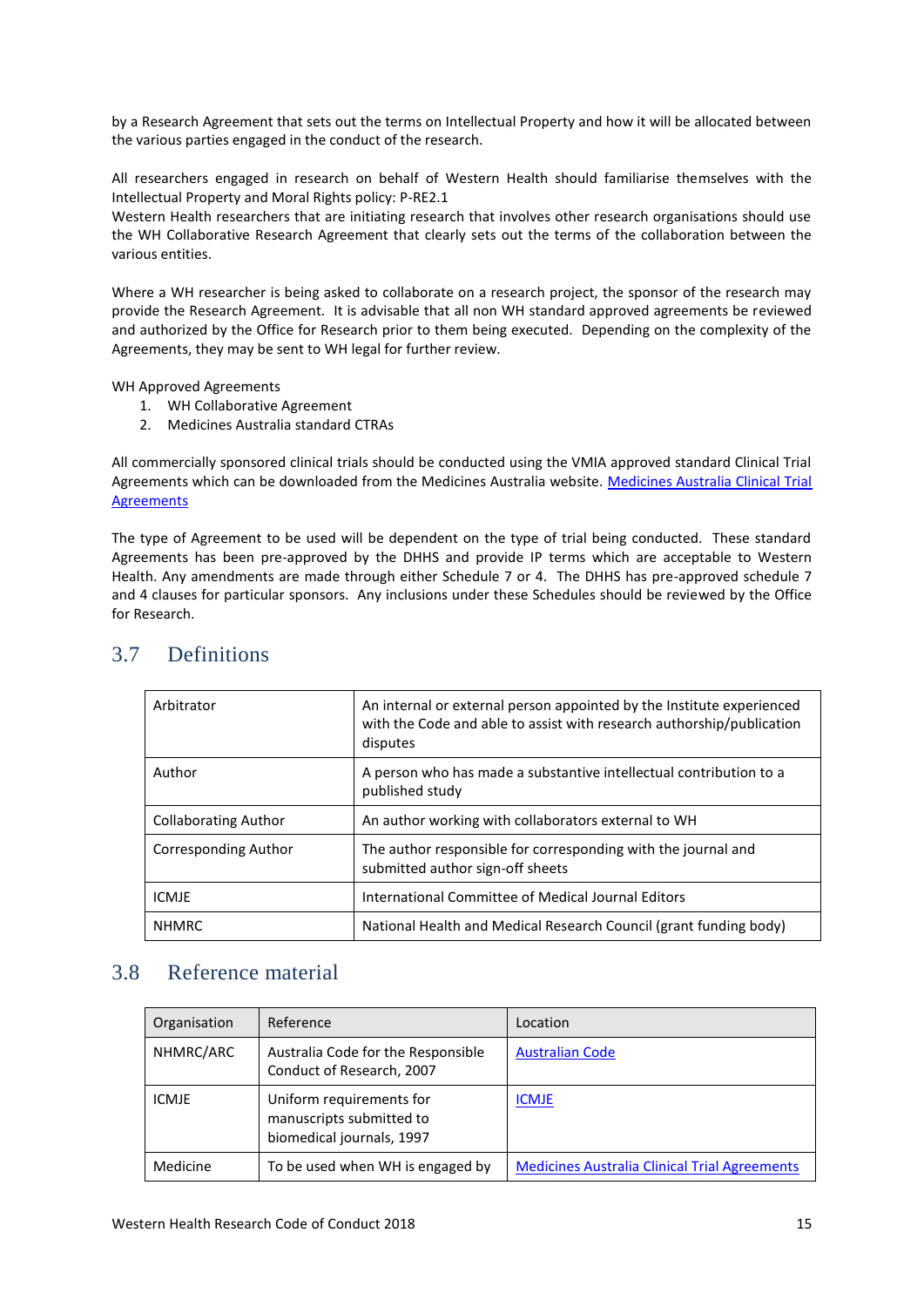by a Research Agreement that sets out the terms on Intellectual Property and how it will be allocated between the various parties engaged in the conduct of the research.

All researchers engaged in research on behalf of Western Health should familiarise themselves with the Intellectual Property and Moral Rights policy: P-RE2.1
Western Health researchers that are initiating research that involves other research organisations should use the WH Collaborative Research Agreement that clearly sets out the terms of the collaboration between the various entities.

Where a WH researcher is being asked to collaborate on a research project, the sponsor of the research may provide the Research Agreement. It is advisable that all non WH standard approved agreements be reviewed and authorized by the Office for Research prior to them being executed. Depending on the complexity of the Agreements, they may be sent to WH legal for further review.

WH Approved Agreements

1. WH Collaborative Agreement
2. Medicines Australia standard CTRAs

All commercially sponsored clinical trials should be conducted using the VMIA approved standard Clinical Trial Agreements which can be downloaded from the Medicines Australia website. [Medicines Australia Clinical Trial Agreements]

The type of Agreement to be used will be dependent on the type of trial being conducted. These standard Agreements has been pre-approved by the DHHS and provide IP terms which are acceptable to Western Health. Any amendments are made through either Schedule 7 or 4. The DHHS has pre-approved schedule 7 and 4 clauses for particular sponsors. Any inclusions under these Schedules should be reviewed by the Office for Research.

## 3.7 Definitions

| | |
|---|---|
| Arbitrator | An internal or external person appointed by the Institute experienced with the Code and able to assist with research authorship/publication disputes |
| Author | A person who has made a substantive intellectual contribution to a published study |
| Collaborating Author | An author working with collaborators external to WH |
| Corresponding Author | The author responsible for corresponding with the journal and submitted author sign-off sheets |
| ICMJE | International Committee of Medical Journal Editors |
| NHMRC | National Health and Medical Research Council (grant funding body) |

## 3.8 Reference material

| Organisation | Reference | Location |
|---|---|---|
| NHMRC/ARC | Australia Code for the Responsible Conduct of Research, 2007 | [Australian Code] |
| ICMJE | Uniform requirements for manuscripts submitted to biomedical journals, 1997 | [ICMJE] |
| Medicine | To be used when WH is engaged by | [Medicines Australia Clinical Trial Agreements] |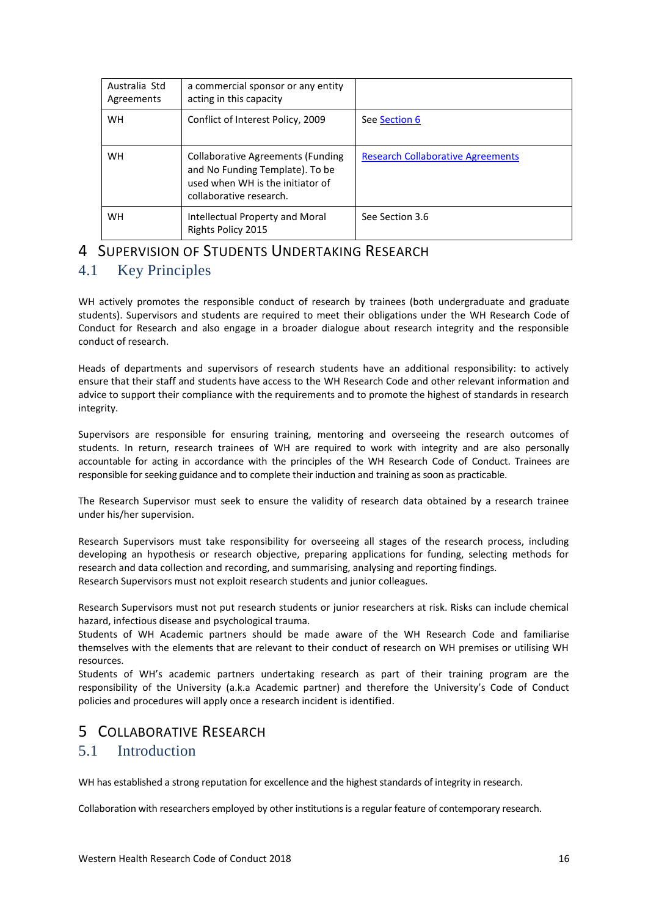| Australia Std Agreements | a commercial sponsor or any entity acting in this capacity | |
|---|---|---|
| WH | Conflict of Interest Policy, 2009 | See Section 6 |
| WH | Collaborative Agreements (Funding and No Funding Template). To be used when WH is the initiator of collaborative research. | Research Collaborative Agreements |
| WH | Intellectual Property and Moral Rights Policy 2015 | See Section 3.6 |

# 4 Supervision of Students Undertaking Research

## 4.1 Key Principles

WH actively promotes the responsible conduct of research by trainees (both undergraduate and graduate students). Supervisors and students are required to meet their obligations under the WH Research Code of Conduct for Research and also engage in a broader dialogue about research integrity and the responsible conduct of research.

Heads of departments and supervisors of research students have an additional responsibility: to actively ensure that their staff and students have access to the WH Research Code and other relevant information and advice to support their compliance with the requirements and to promote the highest of standards in research integrity.

Supervisors are responsible for ensuring training, mentoring and overseeing the research outcomes of students. In return, research trainees of WH are required to work with integrity and are also personally accountable for acting in accordance with the principles of the WH Research Code of Conduct. Trainees are responsible for seeking guidance and to complete their induction and training as soon as practicable.

The Research Supervisor must seek to ensure the validity of research data obtained by a research trainee under his/her supervision.

Research Supervisors must take responsibility for overseeing all stages of the research process, including developing an hypothesis or research objective, preparing applications for funding, selecting methods for research and data collection and recording, and summarising, analysing and reporting findings.
Research Supervisors must not exploit research students and junior colleagues.

Research Supervisors must not put research students or junior researchers at risk. Risks can include chemical hazard, infectious disease and psychological trauma.
Students of WH Academic partners should be made aware of the WH Research Code and familiarise themselves with the elements that are relevant to their conduct of research on WH premises or utilising WH resources.
Students of WH's academic partners undertaking research as part of their training program are the responsibility of the University (a.k.a Academic partner) and therefore the University's Code of Conduct policies and procedures will apply once a research incident is identified.

# 5 Collaborative Research

## 5.1 Introduction

WH has established a strong reputation for excellence and the highest standards of integrity in research.

Collaboration with researchers employed by other institutions is a regular feature of contemporary research.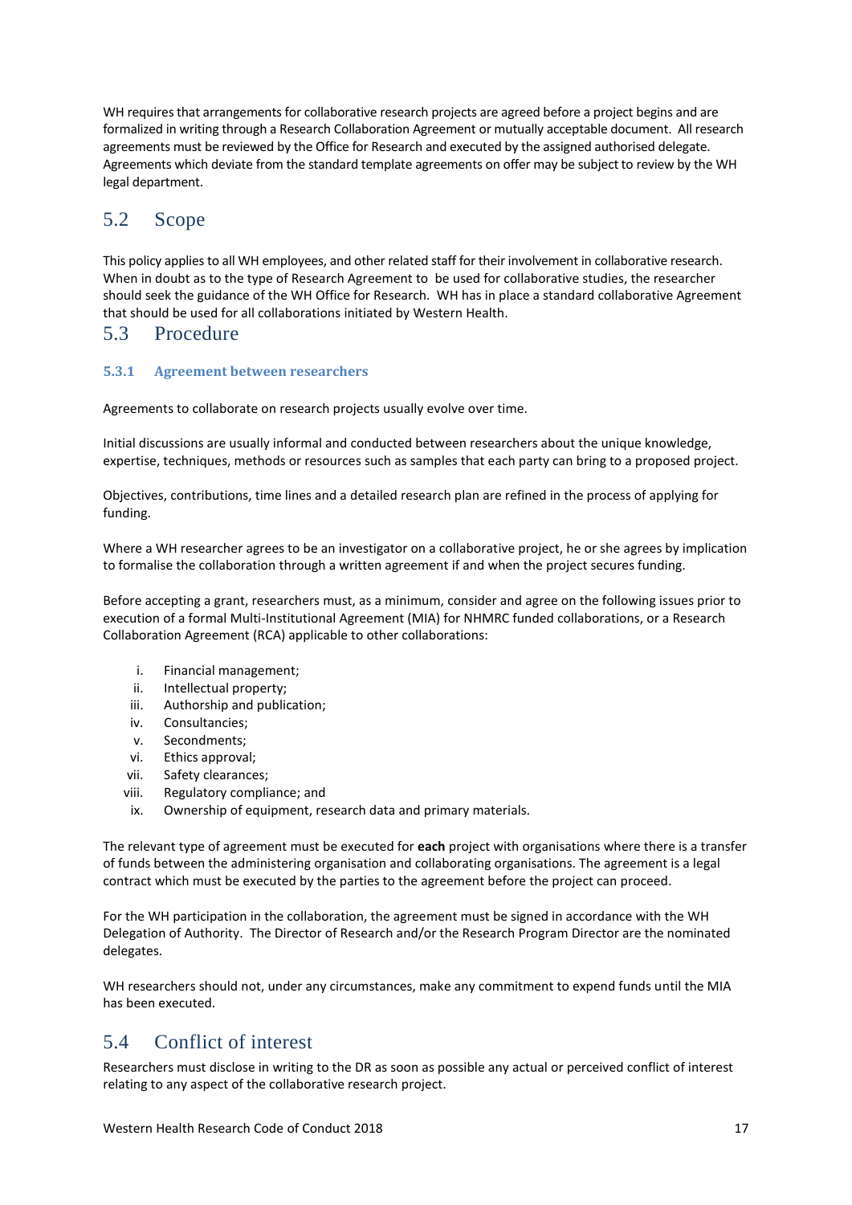WH requires that arrangements for collaborative research projects are agreed before a project begins and are formalized in writing through a Research Collaboration Agreement or mutually acceptable document. All research agreements must be reviewed by the Office for Research and executed by the assigned authorised delegate. Agreements which deviate from the standard template agreements on offer may be subject to review by the WH legal department.

## 5.2 Scope

This policy applies to all WH employees, and other related staff for their involvement in collaborative research. When in doubt as to the type of Research Agreement to be used for collaborative studies, the researcher should seek the guidance of the WH Office for Research. WH has in place a standard collaborative Agreement that should be used for all collaborations initiated by Western Health.

## 5.3 Procedure

### 5.3.1 Agreement between researchers

Agreements to collaborate on research projects usually evolve over time.

Initial discussions are usually informal and conducted between researchers about the unique knowledge, expertise, techniques, methods or resources such as samples that each party can bring to a proposed project.

Objectives, contributions, time lines and a detailed research plan are refined in the process of applying for funding.

Where a WH researcher agrees to be an investigator on a collaborative project, he or she agrees by implication to formalise the collaboration through a written agreement if and when the project secures funding.

Before accepting a grant, researchers must, as a minimum, consider and agree on the following issues prior to execution of a formal Multi-Institutional Agreement (MIA) for NHMRC funded collaborations, or a Research Collaboration Agreement (RCA) applicable to other collaborations:

i. Financial management;
ii. Intellectual property;
iii. Authorship and publication;
iv. Consultancies;
v. Secondments;
vi. Ethics approval;
vii. Safety clearances;
viii. Regulatory compliance; and
ix. Ownership of equipment, research data and primary materials.

The relevant type of agreement must be executed for **each** project with organisations where there is a transfer of funds between the administering organisation and collaborating organisations. The agreement is a legal contract which must be executed by the parties to the agreement before the project can proceed.

For the WH participation in the collaboration, the agreement must be signed in accordance with the WH Delegation of Authority. The Director of Research and/or the Research Program Director are the nominated delegates.

WH researchers should not, under any circumstances, make any commitment to expend funds until the MIA has been executed.

## 5.4 Conflict of interest

Researchers must disclose in writing to the DR as soon as possible any actual or perceived conflict of interest relating to any aspect of the collaborative research project.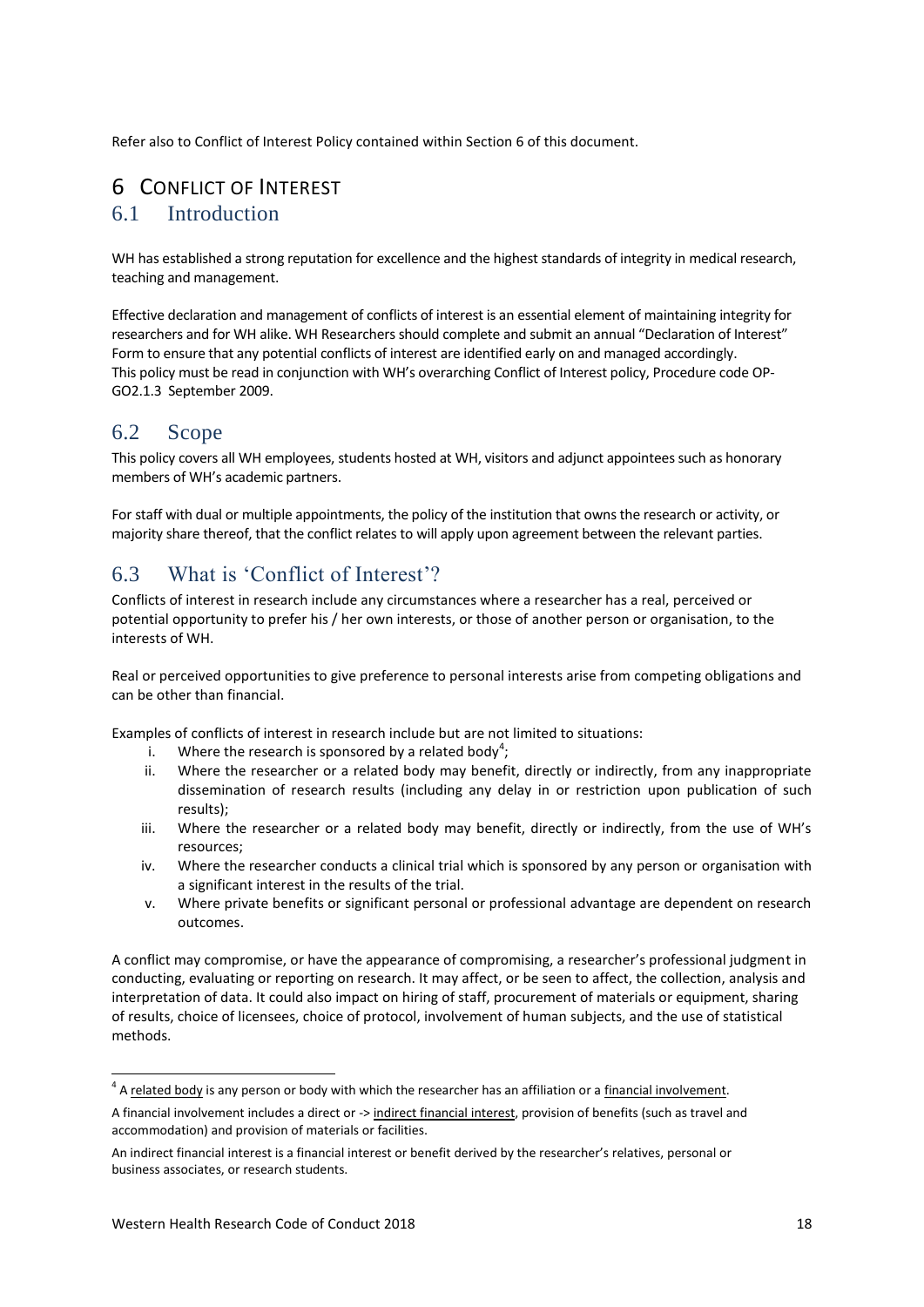Refer also to Conflict of Interest Policy contained within Section 6 of this document.

# 6 CONFLICT OF INTEREST

## 6.1 Introduction

WH has established a strong reputation for excellence and the highest standards of integrity in medical research, teaching and management.

Effective declaration and management of conflicts of interest is an essential element of maintaining integrity for researchers and for WH alike. WH Researchers should complete and submit an annual "Declaration of Interest" Form to ensure that any potential conflicts of interest are identified early on and managed accordingly. This policy must be read in conjunction with WH's overarching Conflict of Interest policy, Procedure code OP-GO2.1.3 September 2009.

## 6.2 Scope

This policy covers all WH employees, students hosted at WH, visitors and adjunct appointees such as honorary members of WH's academic partners.

For staff with dual or multiple appointments, the policy of the institution that owns the research or activity, or majority share thereof, that the conflict relates to will apply upon agreement between the relevant parties.

## 6.3 What is 'Conflict of Interest'?

Conflicts of interest in research include any circumstances where a researcher has a real, perceived or potential opportunity to prefer his / her own interests, or those of another person or organisation, to the interests of WH.

Real or perceived opportunities to give preference to personal interests arise from competing obligations and can be other than financial.

Examples of conflicts of interest in research include but are not limited to situations:

i. Where the research is sponsored by a related body[4];
ii. Where the researcher or a related body may benefit, directly or indirectly, from any inappropriate dissemination of research results (including any delay in or restriction upon publication of such results);
iii. Where the researcher or a related body may benefit, directly or indirectly, from the use of WH's resources;
iv. Where the researcher conducts a clinical trial which is sponsored by any person or organisation with a significant interest in the results of the trial.
v. Where private benefits or significant personal or professional advantage are dependent on research outcomes.

A conflict may compromise, or have the appearance of compromising, a researcher's professional judgment in conducting, evaluating or reporting on research. It may affect, or be seen to affect, the collection, analysis and interpretation of data. It could also impact on hiring of staff, procurement of materials or equipment, sharing of results, choice of licensees, choice of protocol, involvement of human subjects, and the use of statistical methods.

---

[4] A related body is any person or body with which the researcher has an affiliation or a financial involvement.

A financial involvement includes a direct or -> indirect financial interest, provision of benefits (such as travel and accommodation) and provision of materials or facilities.

An indirect financial interest is a financial interest or benefit derived by the researcher's relatives, personal or business associates, or research students.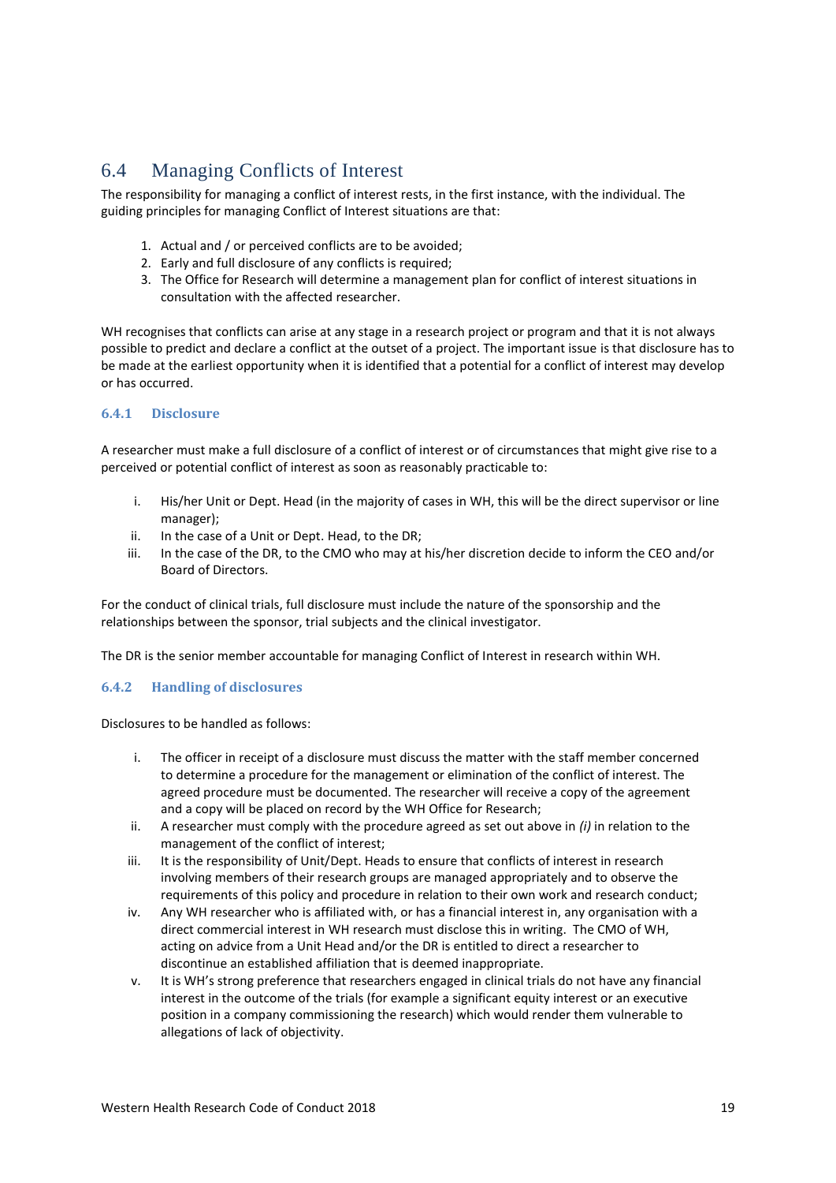## 6.4 Managing Conflicts of Interest

The responsibility for managing a conflict of interest rests, in the first instance, with the individual. The guiding principles for managing Conflict of Interest situations are that:

1. Actual and / or perceived conflicts are to be avoided;
2. Early and full disclosure of any conflicts is required;
3. The Office for Research will determine a management plan for conflict of interest situations in consultation with the affected researcher.

WH recognises that conflicts can arise at any stage in a research project or program and that it is not always possible to predict and declare a conflict at the outset of a project. The important issue is that disclosure has to be made at the earliest opportunity when it is identified that a potential for a conflict of interest may develop or has occurred.

### 6.4.1 Disclosure

A researcher must make a full disclosure of a conflict of interest or of circumstances that might give rise to a perceived or potential conflict of interest as soon as reasonably practicable to:

i. His/her Unit or Dept. Head (in the majority of cases in WH, this will be the direct supervisor or line manager);
ii. In the case of a Unit or Dept. Head, to the DR;
iii. In the case of the DR, to the CMO who may at his/her discretion decide to inform the CEO and/or Board of Directors.

For the conduct of clinical trials, full disclosure must include the nature of the sponsorship and the relationships between the sponsor, trial subjects and the clinical investigator.

The DR is the senior member accountable for managing Conflict of Interest in research within WH.

### 6.4.2 Handling of disclosures

Disclosures to be handled as follows:

i. The officer in receipt of a disclosure must discuss the matter with the staff member concerned to determine a procedure for the management or elimination of the conflict of interest. The agreed procedure must be documented. The researcher will receive a copy of the agreement and a copy will be placed on record by the WH Office for Research;
ii. A researcher must comply with the procedure agreed as set out above in *(i)* in relation to the management of the conflict of interest;
iii. It is the responsibility of Unit/Dept. Heads to ensure that conflicts of interest in research involving members of their research groups are managed appropriately and to observe the requirements of this policy and procedure in relation to their own work and research conduct;
iv. Any WH researcher who is affiliated with, or has a financial interest in, any organisation with a direct commercial interest in WH research must disclose this in writing. The CMO of WH, acting on advice from a Unit Head and/or the DR is entitled to direct a researcher to discontinue an established affiliation that is deemed inappropriate.
v. It is WH's strong preference that researchers engaged in clinical trials do not have any financial interest in the outcome of the trials (for example a significant equity interest or an executive position in a company commissioning the research) which would render them vulnerable to allegations of lack of objectivity.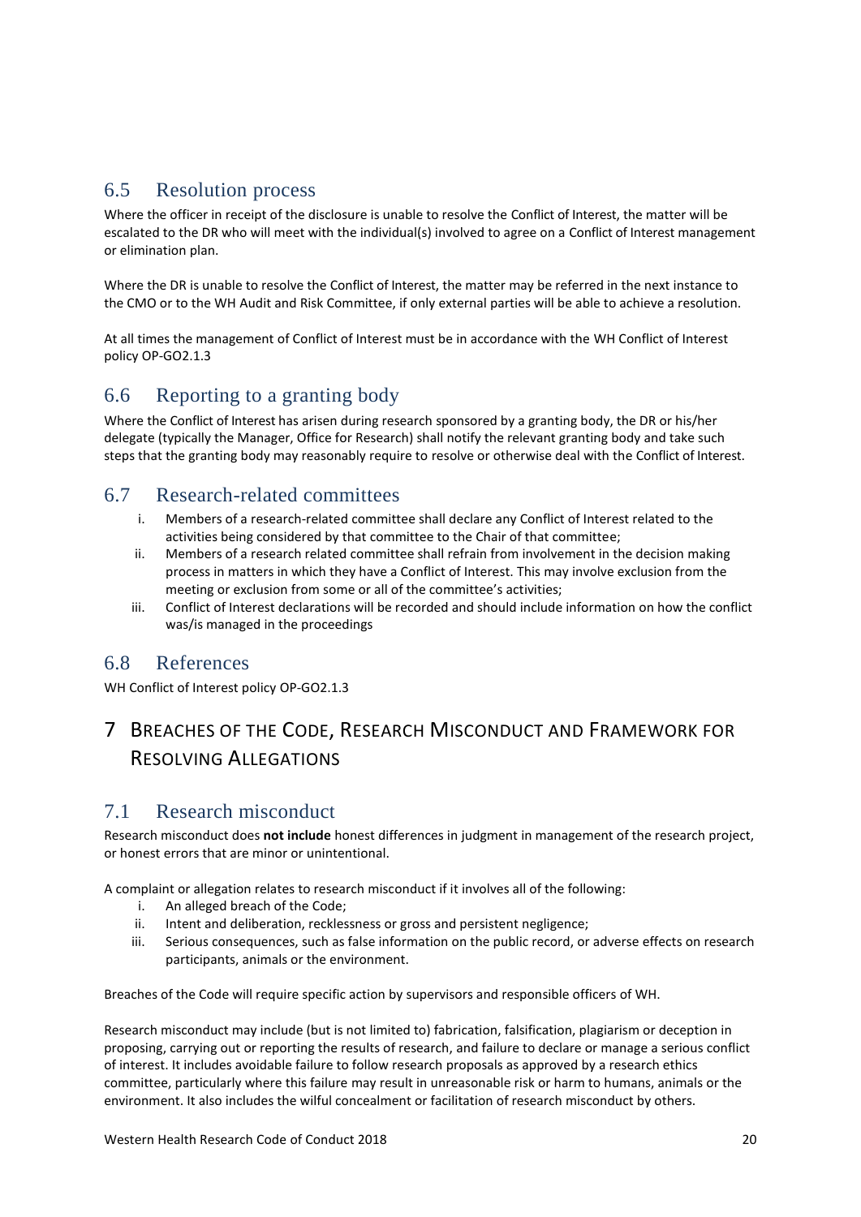## 6.5 Resolution process

Where the officer in receipt of the disclosure is unable to resolve the Conflict of Interest, the matter will be escalated to the DR who will meet with the individual(s) involved to agree on a Conflict of Interest management or elimination plan.

Where the DR is unable to resolve the Conflict of Interest, the matter may be referred in the next instance to the CMO or to the WH Audit and Risk Committee, if only external parties will be able to achieve a resolution.

At all times the management of Conflict of Interest must be in accordance with the WH Conflict of Interest policy OP-GO2.1.3

## 6.6 Reporting to a granting body

Where the Conflict of Interest has arisen during research sponsored by a granting body, the DR or his/her delegate (typically the Manager, Office for Research) shall notify the relevant granting body and take such steps that the granting body may reasonably require to resolve or otherwise deal with the Conflict of Interest.

## 6.7 Research-related committees

i. Members of a research-related committee shall declare any Conflict of Interest related to the activities being considered by that committee to the Chair of that committee;
ii. Members of a research related committee shall refrain from involvement in the decision making process in matters in which they have a Conflict of Interest. This may involve exclusion from the meeting or exclusion from some or all of the committee's activities;
iii. Conflict of Interest declarations will be recorded and should include information on how the conflict was/is managed in the proceedings

## 6.8 References

WH Conflict of Interest policy OP-GO2.1.3

# 7 Breaches of the Code, Research Misconduct and Framework for Resolving Allegations

## 7.1 Research misconduct

Research misconduct does **not include** honest differences in judgment in management of the research project, or honest errors that are minor or unintentional.

A complaint or allegation relates to research misconduct if it involves all of the following:

i. An alleged breach of the Code;
ii. Intent and deliberation, recklessness or gross and persistent negligence;
iii. Serious consequences, such as false information on the public record, or adverse effects on research participants, animals or the environment.

Breaches of the Code will require specific action by supervisors and responsible officers of WH.

Research misconduct may include (but is not limited to) fabrication, falsification, plagiarism or deception in proposing, carrying out or reporting the results of research, and failure to declare or manage a serious conflict of interest. It includes avoidable failure to follow research proposals as approved by a research ethics committee, particularly where this failure may result in unreasonable risk or harm to humans, animals or the environment. It also includes the wilful concealment or facilitation of research misconduct by others.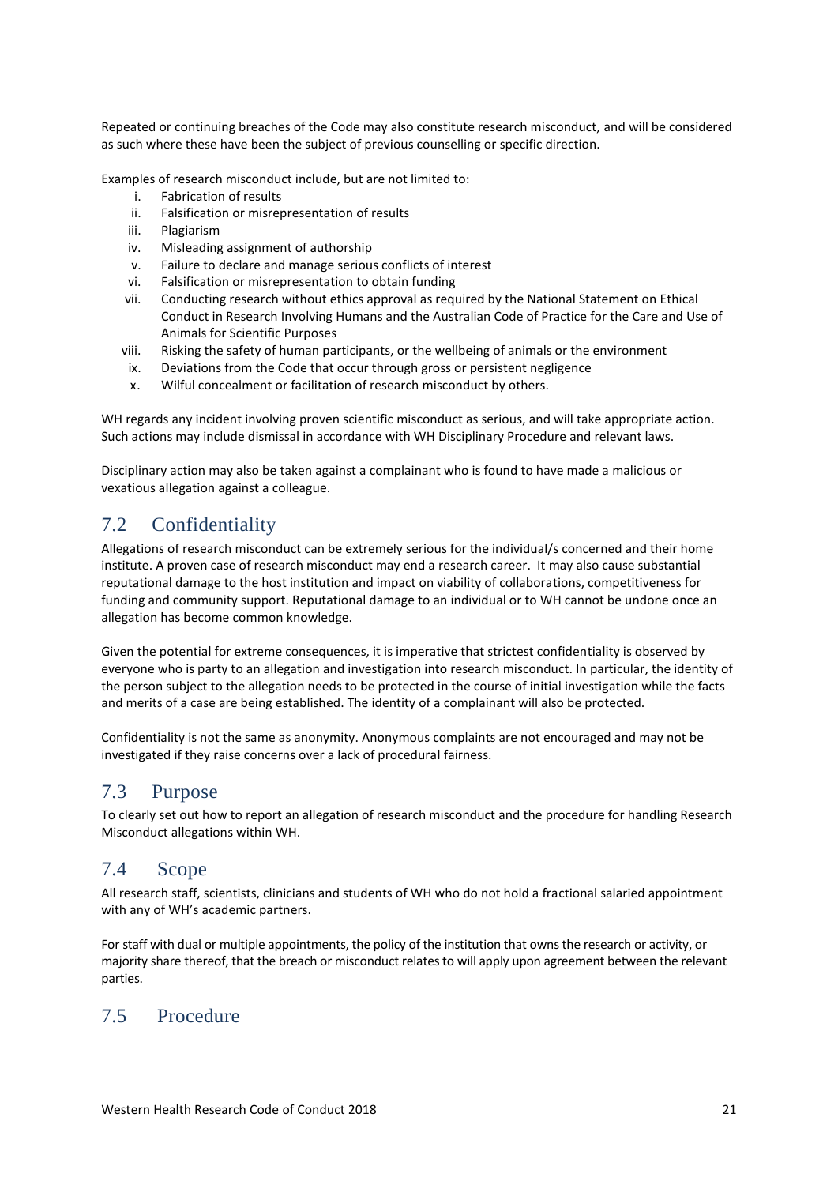Repeated or continuing breaches of the Code may also constitute research misconduct, and will be considered as such where these have been the subject of previous counselling or specific direction.

Examples of research misconduct include, but are not limited to:

i. Fabrication of results
ii. Falsification or misrepresentation of results
iii. Plagiarism
iv. Misleading assignment of authorship
v. Failure to declare and manage serious conflicts of interest
vi. Falsification or misrepresentation to obtain funding
vii. Conducting research without ethics approval as required by the National Statement on Ethical Conduct in Research Involving Humans and the Australian Code of Practice for the Care and Use of Animals for Scientific Purposes
viii. Risking the safety of human participants, or the wellbeing of animals or the environment
ix. Deviations from the Code that occur through gross or persistent negligence
x. Wilful concealment or facilitation of research misconduct by others.

WH regards any incident involving proven scientific misconduct as serious, and will take appropriate action. Such actions may include dismissal in accordance with WH Disciplinary Procedure and relevant laws.

Disciplinary action may also be taken against a complainant who is found to have made a malicious or vexatious allegation against a colleague.

## 7.2 Confidentiality

Allegations of research misconduct can be extremely serious for the individual/s concerned and their home institute. A proven case of research misconduct may end a research career. It may also cause substantial reputational damage to the host institution and impact on viability of collaborations, competitiveness for funding and community support. Reputational damage to an individual or to WH cannot be undone once an allegation has become common knowledge.

Given the potential for extreme consequences, it is imperative that strictest confidentiality is observed by everyone who is party to an allegation and investigation into research misconduct. In particular, the identity of the person subject to the allegation needs to be protected in the course of initial investigation while the facts and merits of a case are being established. The identity of a complainant will also be protected.

Confidentiality is not the same as anonymity. Anonymous complaints are not encouraged and may not be investigated if they raise concerns over a lack of procedural fairness.

## 7.3 Purpose

To clearly set out how to report an allegation of research misconduct and the procedure for handling Research Misconduct allegations within WH.

## 7.4 Scope

All research staff, scientists, clinicians and students of WH who do not hold a fractional salaried appointment with any of WH's academic partners.

For staff with dual or multiple appointments, the policy of the institution that owns the research or activity, or majority share thereof, that the breach or misconduct relates to will apply upon agreement between the relevant parties.

## 7.5 Procedure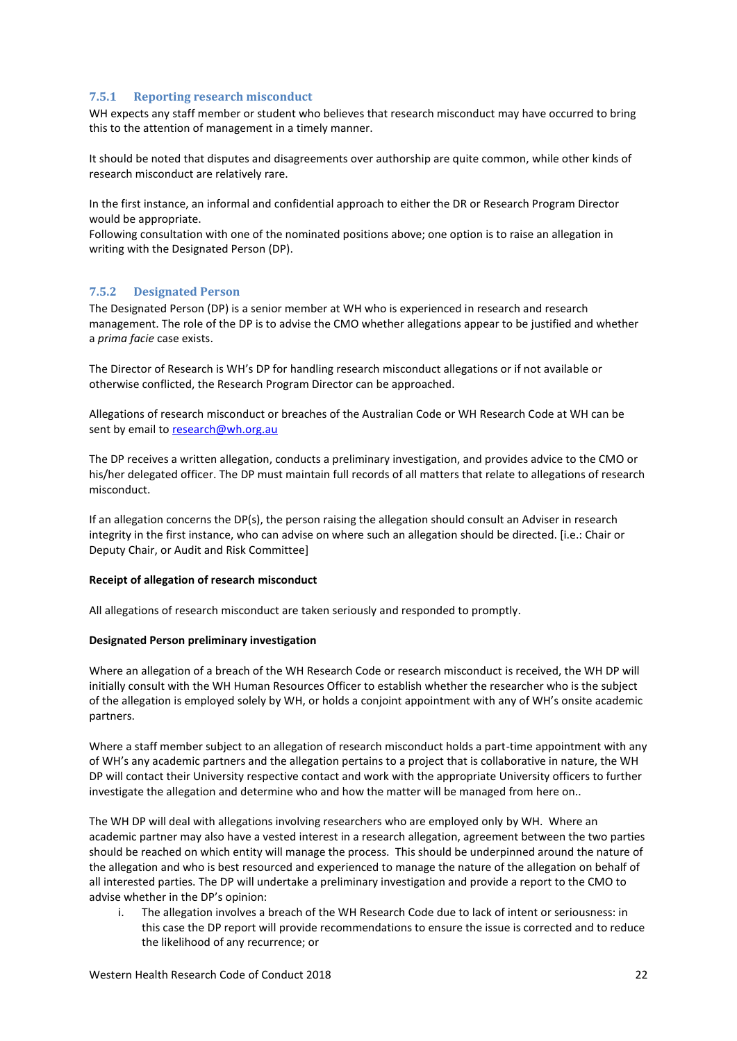### 7.5.1 Reporting research misconduct

WH expects any staff member or student who believes that research misconduct may have occurred to bring this to the attention of management in a timely manner.

It should be noted that disputes and disagreements over authorship are quite common, while other kinds of research misconduct are relatively rare.

In the first instance, an informal and confidential approach to either the DR or Research Program Director would be appropriate.
Following consultation with one of the nominated positions above; one option is to raise an allegation in writing with the Designated Person (DP).

### 7.5.2 Designated Person

The Designated Person (DP) is a senior member at WH who is experienced in research and research management. The role of the DP is to advise the CMO whether allegations appear to be justified and whether a *prima facie* case exists.

The Director of Research is WH's DP for handling research misconduct allegations or if not available or otherwise conflicted, the Research Program Director can be approached.

Allegations of research misconduct or breaches of the Australian Code or WH Research Code at WH can be sent by email to research@wh.org.au

The DP receives a written allegation, conducts a preliminary investigation, and provides advice to the CMO or his/her delegated officer. The DP must maintain full records of all matters that relate to allegations of research misconduct.

If an allegation concerns the DP(s), the person raising the allegation should consult an Adviser in research integrity in the first instance, who can advise on where such an allegation should be directed. [i.e.: Chair or Deputy Chair, or Audit and Risk Committee]

**Receipt of allegation of research misconduct**

All allegations of research misconduct are taken seriously and responded to promptly.

**Designated Person preliminary investigation**

Where an allegation of a breach of the WH Research Code or research misconduct is received, the WH DP will initially consult with the WH Human Resources Officer to establish whether the researcher who is the subject of the allegation is employed solely by WH, or holds a conjoint appointment with any of WH's onsite academic partners.

Where a staff member subject to an allegation of research misconduct holds a part-time appointment with any of WH's any academic partners and the allegation pertains to a project that is collaborative in nature, the WH DP will contact their University respective contact and work with the appropriate University officers to further investigate the allegation and determine who and how the matter will be managed from here on..

The WH DP will deal with allegations involving researchers who are employed only by WH. Where an academic partner may also have a vested interest in a research allegation, agreement between the two parties should be reached on which entity will manage the process. This should be underpinned around the nature of the allegation and who is best resourced and experienced to manage the nature of the allegation on behalf of all interested parties. The DP will undertake a preliminary investigation and provide a report to the CMO to advise whether in the DP's opinion:

i. The allegation involves a breach of the WH Research Code due to lack of intent or seriousness: in this case the DP report will provide recommendations to ensure the issue is corrected and to reduce the likelihood of any recurrence; or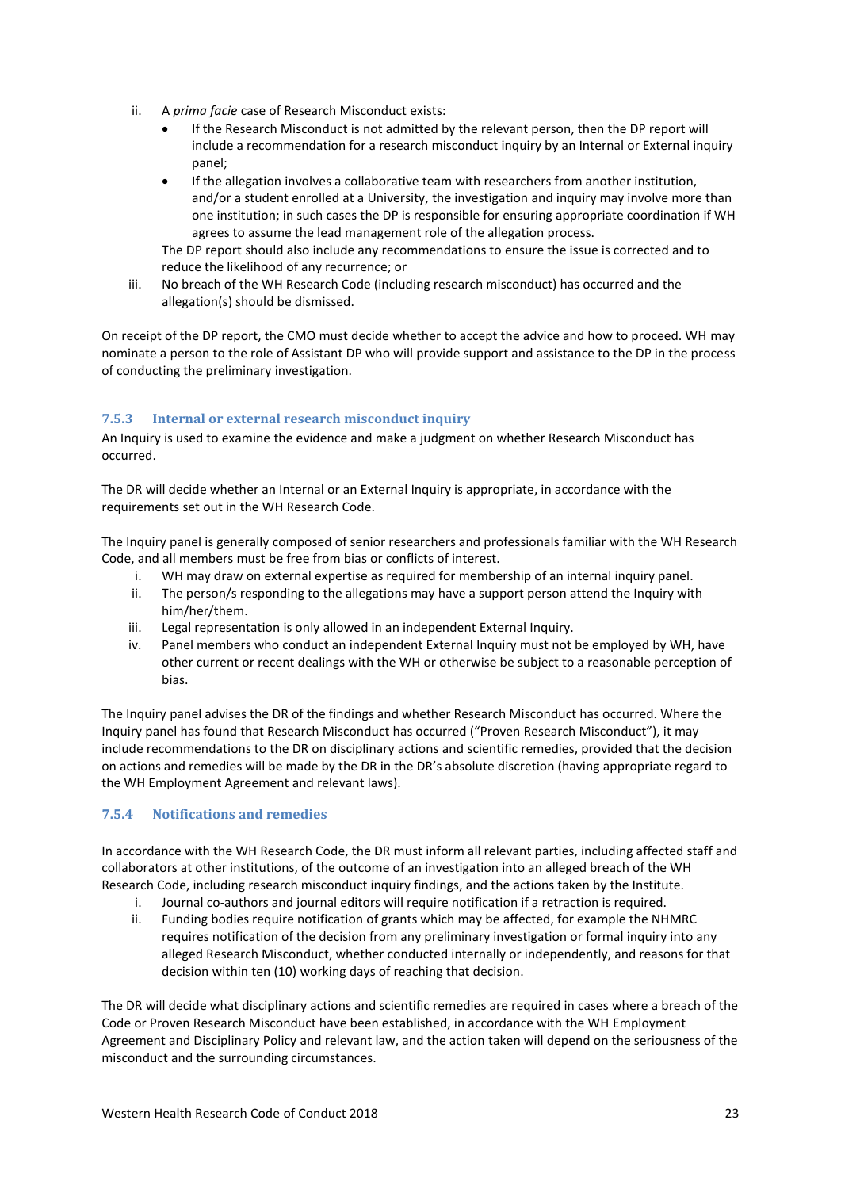ii. A *prima facie* case of Research Misconduct exists:
   - If the Research Misconduct is not admitted by the relevant person, then the DP report will include a recommendation for a research misconduct inquiry by an Internal or External inquiry panel;
   - If the allegation involves a collaborative team with researchers from another institution, and/or a student enrolled at a University, the investigation and inquiry may involve more than one institution; in such cases the DP is responsible for ensuring appropriate coordination if WH agrees to assume the lead management role of the allegation process.

   The DP report should also include any recommendations to ensure the issue is corrected and to reduce the likelihood of any recurrence; or

iii. No breach of the WH Research Code (including research misconduct) has occurred and the allegation(s) should be dismissed.

On receipt of the DP report, the CMO must decide whether to accept the advice and how to proceed. WH may nominate a person to the role of Assistant DP who will provide support and assistance to the DP in the process of conducting the preliminary investigation.

### 7.5.3 Internal or external research misconduct inquiry

An Inquiry is used to examine the evidence and make a judgment on whether Research Misconduct has occurred.

The DR will decide whether an Internal or an External Inquiry is appropriate, in accordance with the requirements set out in the WH Research Code.

The Inquiry panel is generally composed of senior researchers and professionals familiar with the WH Research Code, and all members must be free from bias or conflicts of interest.

i. WH may draw on external expertise as required for membership of an internal inquiry panel.
ii. The person/s responding to the allegations may have a support person attend the Inquiry with him/her/them.
iii. Legal representation is only allowed in an independent External Inquiry.
iv. Panel members who conduct an independent External Inquiry must not be employed by WH, have other current or recent dealings with the WH or otherwise be subject to a reasonable perception of bias.

The Inquiry panel advises the DR of the findings and whether Research Misconduct has occurred. Where the Inquiry panel has found that Research Misconduct has occurred ("Proven Research Misconduct"), it may include recommendations to the DR on disciplinary actions and scientific remedies, provided that the decision on actions and remedies will be made by the DR in the DR's absolute discretion (having appropriate regard to the WH Employment Agreement and relevant laws).

### 7.5.4 Notifications and remedies

In accordance with the WH Research Code, the DR must inform all relevant parties, including affected staff and collaborators at other institutions, of the outcome of an investigation into an alleged breach of the WH Research Code, including research misconduct inquiry findings, and the actions taken by the Institute.

i. Journal co-authors and journal editors will require notification if a retraction is required.
ii. Funding bodies require notification of grants which may be affected, for example the NHMRC requires notification of the decision from any preliminary investigation or formal inquiry into any alleged Research Misconduct, whether conducted internally or independently, and reasons for that decision within ten (10) working days of reaching that decision.

The DR will decide what disciplinary actions and scientific remedies are required in cases where a breach of the Code or Proven Research Misconduct have been established, in accordance with the WH Employment Agreement and Disciplinary Policy and relevant law, and the action taken will depend on the seriousness of the misconduct and the surrounding circumstances.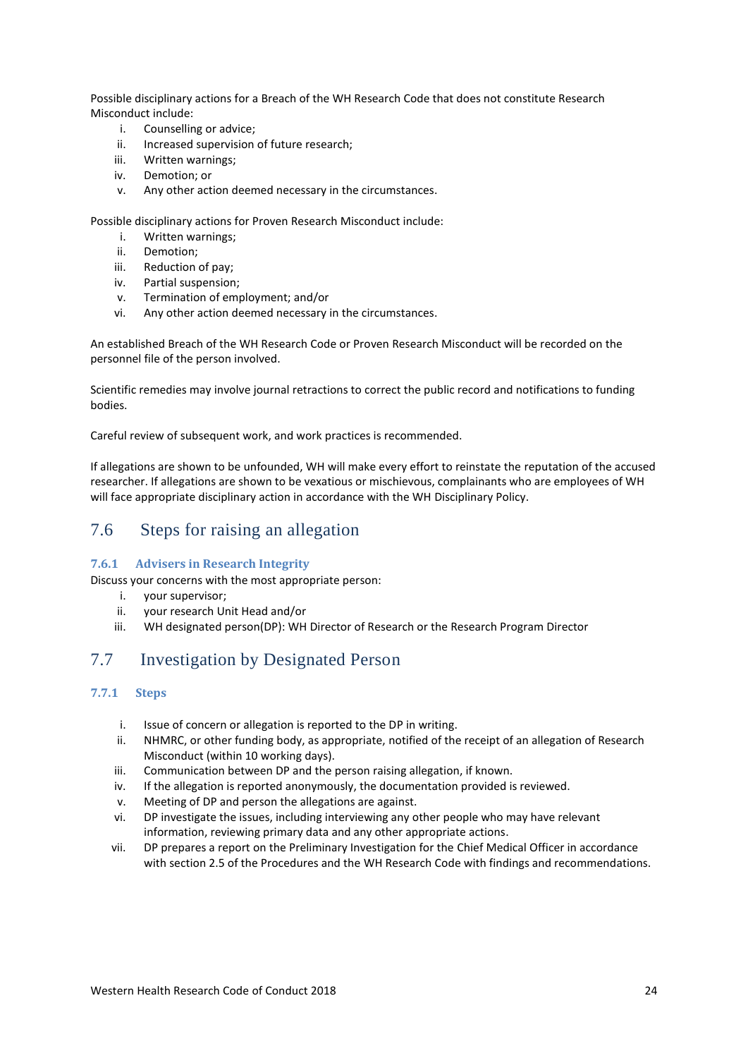Possible disciplinary actions for a Breach of the WH Research Code that does not constitute Research Misconduct include:

i. Counselling or advice;
ii. Increased supervision of future research;
iii. Written warnings;
iv. Demotion; or
v. Any other action deemed necessary in the circumstances.

Possible disciplinary actions for Proven Research Misconduct include:

i. Written warnings;
ii. Demotion;
iii. Reduction of pay;
iv. Partial suspension;
v. Termination of employment; and/or
vi. Any other action deemed necessary in the circumstances.

An established Breach of the WH Research Code or Proven Research Misconduct will be recorded on the personnel file of the person involved.

Scientific remedies may involve journal retractions to correct the public record and notifications to funding bodies.

Careful review of subsequent work, and work practices is recommended.

If allegations are shown to be unfounded, WH will make every effort to reinstate the reputation of the accused researcher. If allegations are shown to be vexatious or mischievous, complainants who are employees of WH will face appropriate disciplinary action in accordance with the WH Disciplinary Policy.

## 7.6 Steps for raising an allegation

### 7.6.1 Advisers in Research Integrity

Discuss your concerns with the most appropriate person:

i. your supervisor;
ii. your research Unit Head and/or
iii. WH designated person(DP): WH Director of Research or the Research Program Director

## 7.7 Investigation by Designated Person

### 7.7.1 Steps

i. Issue of concern or allegation is reported to the DP in writing.
ii. NHMRC, or other funding body, as appropriate, notified of the receipt of an allegation of Research Misconduct (within 10 working days).
iii. Communication between DP and the person raising allegation, if known.
iv. If the allegation is reported anonymously, the documentation provided is reviewed.
v. Meeting of DP and person the allegations are against.
vi. DP investigate the issues, including interviewing any other people who may have relevant information, reviewing primary data and any other appropriate actions.
vii. DP prepares a report on the Preliminary Investigation for the Chief Medical Officer in accordance with section 2.5 of the Procedures and the WH Research Code with findings and recommendations.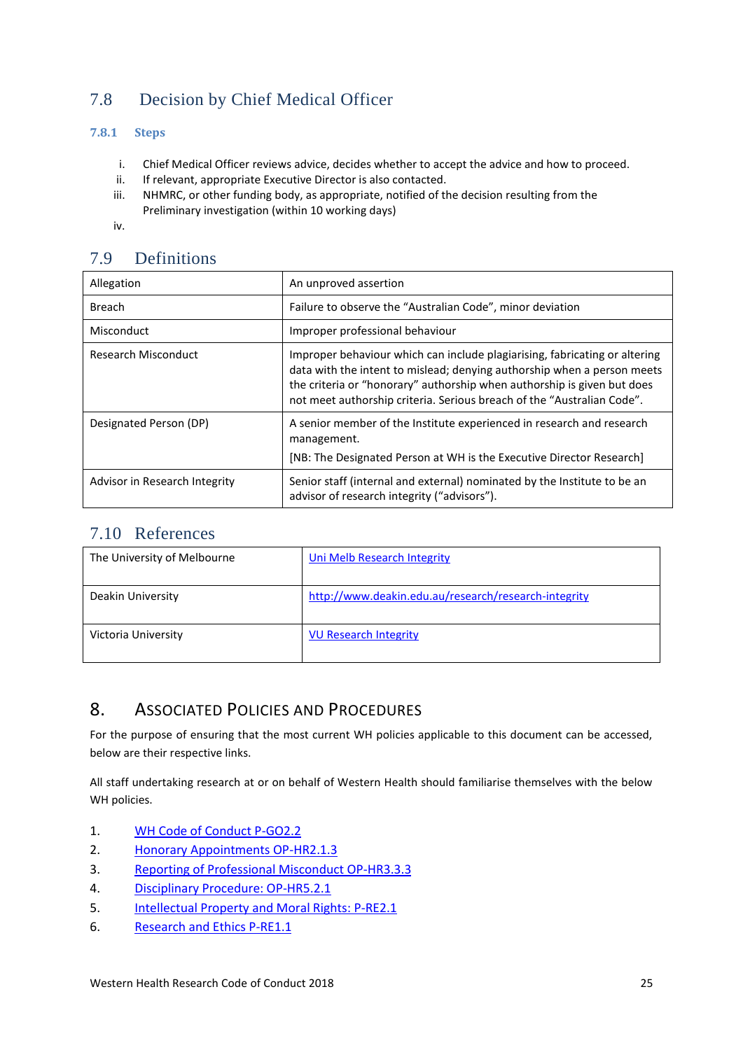## 7.8 Decision by Chief Medical Officer

### 7.8.1 Steps

i. Chief Medical Officer reviews advice, decides whether to accept the advice and how to proceed.
ii. If relevant, appropriate Executive Director is also contacted.
iii. NHMRC, or other funding body, as appropriate, notified of the decision resulting from the Preliminary investigation (within 10 working days)
iv.

## 7.9 Definitions

| | |
|---|---|
| Allegation | An unproved assertion |
| Breach | Failure to observe the "Australian Code", minor deviation |
| Misconduct | Improper professional behaviour |
| Research Misconduct | Improper behaviour which can include plagiarising, fabricating or altering data with the intent to mislead; denying authorship when a person meets the criteria or "honorary" authorship when authorship is given but does not meet authorship criteria. Serious breach of the "Australian Code". |
| Designated Person (DP) | A senior member of the Institute experienced in research and research management. [NB: The Designated Person at WH is the Executive Director Research] |
| Advisor in Research Integrity | Senior staff (internal and external) nominated by the Institute to be an advisor of research integrity ("advisors"). |

## 7.10 References

| | |
|---|---|
| The University of Melbourne | Uni Melb Research Integrity |
| Deakin University | http://www.deakin.edu.au/research/research-integrity |
| Victoria University | VU Research Integrity |

# 8. Associated Policies and Procedures

For the purpose of ensuring that the most current WH policies applicable to this document can be accessed, below are their respective links.

All staff undertaking research at or on behalf of Western Health should familiarise themselves with the below WH policies.

1. WH Code of Conduct P-GO2.2
2. Honorary Appointments OP-HR2.1.3
3. Reporting of Professional Misconduct OP-HR3.3.3
4. Disciplinary Procedure: OP-HR5.2.1
5. Intellectual Property and Moral Rights: P-RE2.1
6. Research and Ethics P-RE1.1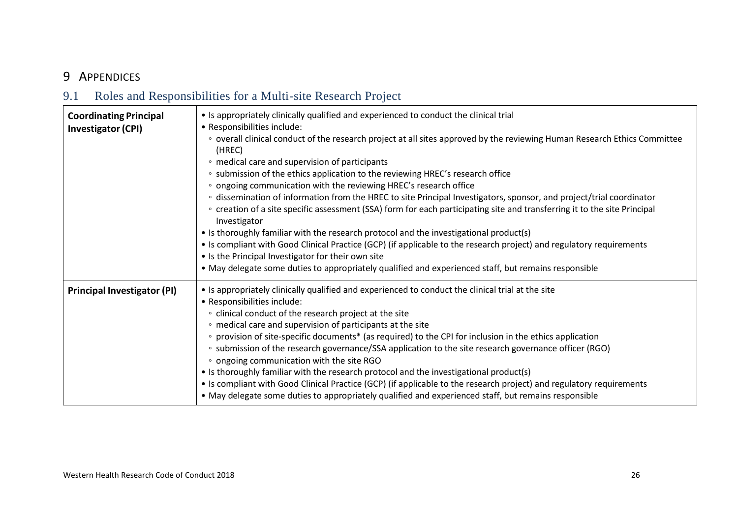# 9 APPENDICES

## 9.1 Roles and Responsibilities for a Multi-site Research Project

| | |
|---|---|
| **Coordinating Principal Investigator (CPI)** | • Is appropriately clinically qualified and experienced to conduct the clinical trial<br>• Responsibilities include:<br>◦ overall clinical conduct of the research project at all sites approved by the reviewing Human Research Ethics Committee (HREC)<br>◦ medical care and supervision of participants<br>◦ submission of the ethics application to the reviewing HREC's research office<br>◦ ongoing communication with the reviewing HREC's research office<br>◦ dissemination of information from the HREC to site Principal Investigators, sponsor, and project/trial coordinator<br>◦ creation of a site specific assessment (SSA) form for each participating site and transferring it to the site Principal Investigator<br>• Is thoroughly familiar with the research protocol and the investigational product(s)<br>• Is compliant with Good Clinical Practice (GCP) (if applicable to the research project) and regulatory requirements<br>• Is the Principal Investigator for their own site<br>• May delegate some duties to appropriately qualified and experienced staff, but remains responsible |
| **Principal Investigator (PI)** | • Is appropriately clinically qualified and experienced to conduct the clinical trial at the site<br>• Responsibilities include:<br>◦ clinical conduct of the research project at the site<br>◦ medical care and supervision of participants at the site<br>◦ provision of site-specific documents* (as required) to the CPI for inclusion in the ethics application<br>◦ submission of the research governance/SSA application to the site research governance officer (RGO)<br>◦ ongoing communication with the site RGO<br>• Is thoroughly familiar with the research protocol and the investigational product(s)<br>• Is compliant with Good Clinical Practice (GCP) (if applicable to the research project) and regulatory requirements<br>• May delegate some duties to appropriately qualified and experienced staff, but remains responsible |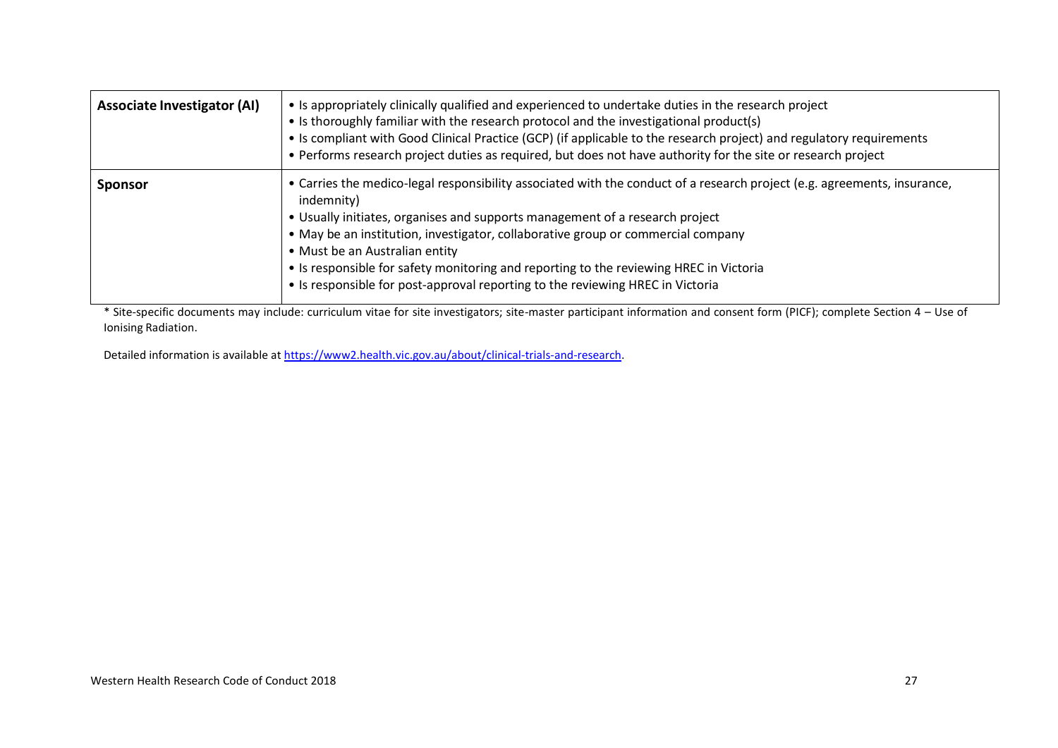| | |
|---|---|
| **Associate Investigator (AI)** | • Is appropriately clinically qualified and experienced to undertake duties in the research project<br>• Is thoroughly familiar with the research protocol and the investigational product(s)<br>• Is compliant with Good Clinical Practice (GCP) (if applicable to the research project) and regulatory requirements<br>• Performs research project duties as required, but does not have authority for the site or research project |
| **Sponsor** | • Carries the medico-legal responsibility associated with the conduct of a research project (e.g. agreements, insurance, indemnity)<br>• Usually initiates, organises and supports management of a research project<br>• May be an institution, investigator, collaborative group or commercial company<br>• Must be an Australian entity<br>• Is responsible for safety monitoring and reporting to the reviewing HREC in Victoria<br>• Is responsible for post-approval reporting to the reviewing HREC in Victoria |

* Site-specific documents may include: curriculum vitae for site investigators; site-master participant information and consent form (PICF); complete Section 4 – Use of Ionising Radiation.

Detailed information is available at [https://www2.health.vic.gov.au/about/clinical-trials-and-research](https://www2.health.vic.gov.au/about/clinical-trials-and-research).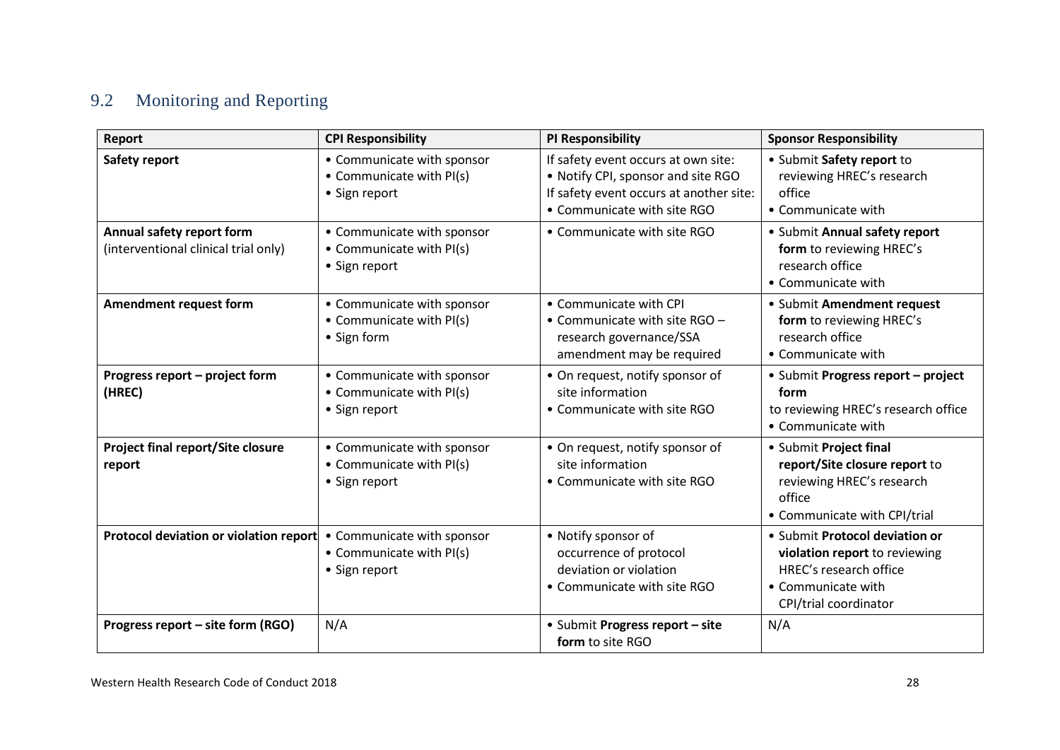## 9.2 Monitoring and Reporting

| Report | CPI Responsibility | PI Responsibility | Sponsor Responsibility |
|---|---|---|---|
| **Safety report** | • Communicate with sponsor<br>• Communicate with PI(s)<br>• Sign report | If safety event occurs at own site:<br>• Notify CPI, sponsor and site RGO<br>If safety event occurs at another site:<br>• Communicate with site RGO | • Submit **Safety report** to reviewing HREC's research office<br>• Communicate with |
| **Annual safety report form** (interventional clinical trial only) | • Communicate with sponsor<br>• Communicate with PI(s)<br>• Sign report | • Communicate with site RGO | • Submit **Annual safety report form** to reviewing HREC's research office<br>• Communicate with |
| **Amendment request form** | • Communicate with sponsor<br>• Communicate with PI(s)<br>• Sign form | • Communicate with CPI<br>• Communicate with site RGO – research governance/SSA amendment may be required | • Submit **Amendment request form** to reviewing HREC's research office<br>• Communicate with |
| **Progress report – project form (HREC)** | • Communicate with sponsor<br>• Communicate with PI(s)<br>• Sign report | • On request, notify sponsor of site information<br>• Communicate with site RGO | • Submit **Progress report – project form** to reviewing HREC's research office<br>• Communicate with |
| **Project final report/Site closure report** | • Communicate with sponsor<br>• Communicate with PI(s)<br>• Sign report | • On request, notify sponsor of site information<br>• Communicate with site RGO | • Submit **Project final report/Site closure report** to reviewing HREC's research office<br>• Communicate with CPI/trial |
| **Protocol deviation or violation report** | • Communicate with sponsor<br>• Communicate with PI(s)<br>• Sign report | • Notify sponsor of occurrence of protocol deviation or violation<br>• Communicate with site RGO | • Submit **Protocol deviation or violation report** to reviewing HREC's research office<br>• Communicate with CPI/trial coordinator |
| **Progress report – site form (RGO)** | N/A | • Submit **Progress report – site form** to site RGO | N/A |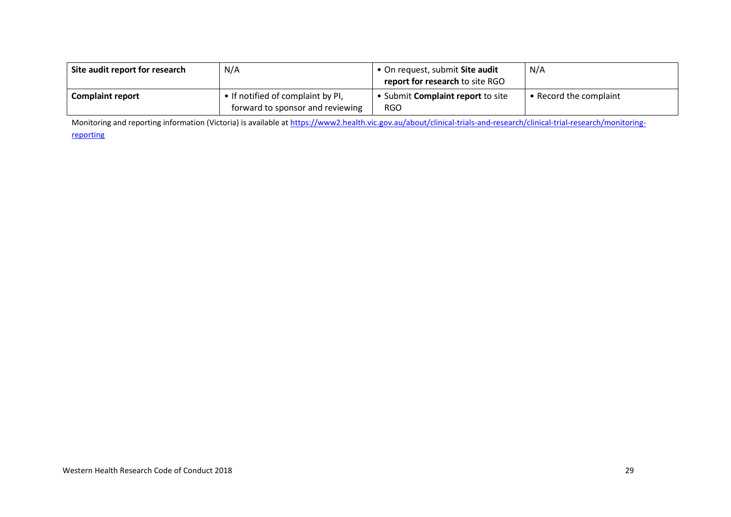| | | | |
|---|---|---|---|
| **Site audit report for research** | N/A | • On request, submit **Site audit report for research** to site RGO | N/A |
| **Complaint report** | • If notified of complaint by PI, forward to sponsor and reviewing | • Submit **Complaint report** to site RGO | • Record the complaint |

Monitoring and reporting information (Victoria) is available at [https://www2.health.vic.gov.au/about/clinical-trials-and-research/clinical-trial-research/monitoring-reporting](https://www2.health.vic.gov.au/about/clinical-trials-and-research/clinical-trial-research/monitoring-reporting)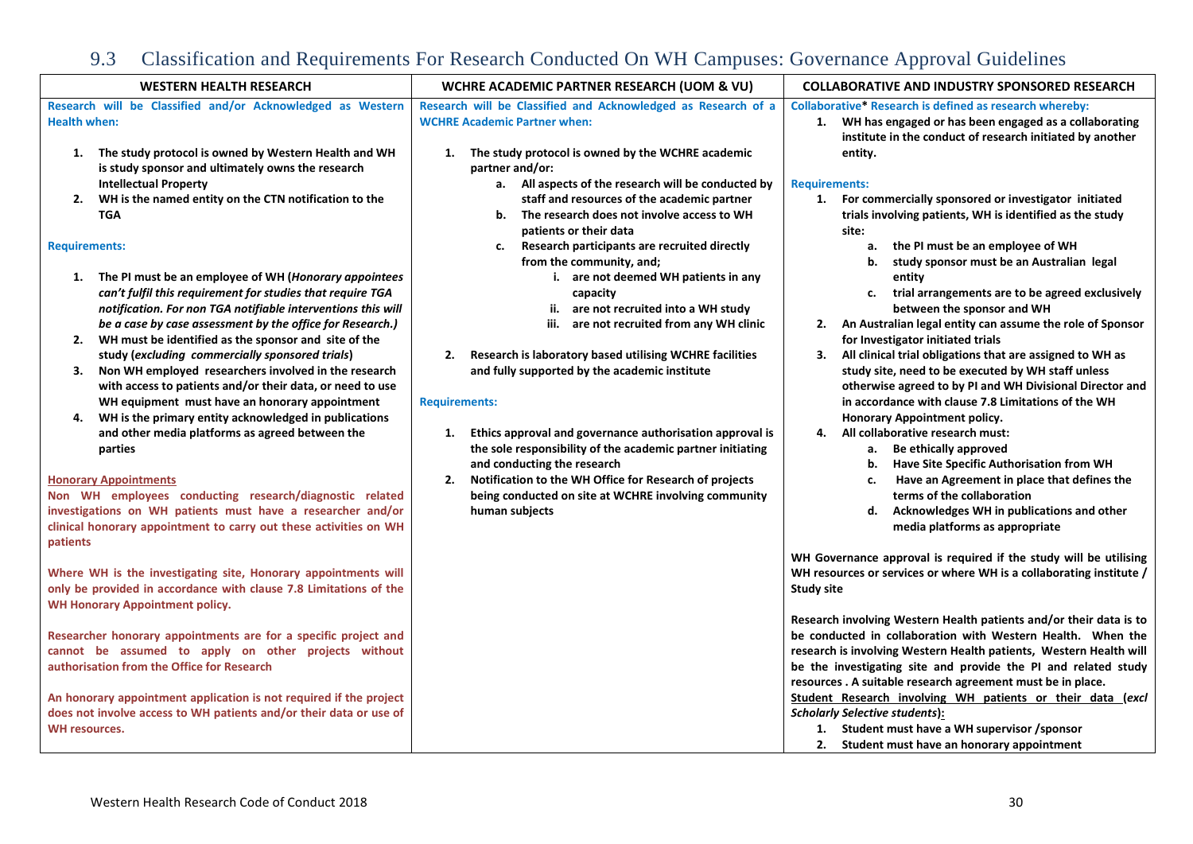## 9.3 Classification and Requirements For Research Conducted On WH Campuses: Governance Approval Guidelines

### WESTERN HEALTH RESEARCH

**Research will be Classified and/or Acknowledged as Western Health when:**

1. **The study protocol is owned by Western Health and WH is study sponsor and ultimately owns the research Intellectual Property**
2. **WH is the named entity on the CTN notification to the TGA**

**Requirements:**

1. **The PI must be an employee of WH (*Honorary appointees can't fulfil this requirement for studies that require TGA notification. For non TGA notifiable interventions this will be a case by case assessment by the office for Research.*)**
2. **WH must be identified as the sponsor and site of the study (*excluding commercially sponsored trials*)**
3. **Non WH employed researchers involved in the research with access to patients and/or their data, or need to use WH equipment must have an honorary appointment**
4. **WH is the primary entity acknowledged in publications and other media platforms as agreed between the parties**

**<u>Honorary Appointments</u>**

**Non WH employees conducting research/diagnostic related investigations on WH patients must have a researcher and/or clinical honorary appointment to carry out these activities on WH patients**

**Where WH is the investigating site, Honorary appointments will only be provided in accordance with clause 7.8 Limitations of the WH Honorary Appointment policy.**

**Researcher honorary appointments are for a specific project and cannot be assumed to apply on other projects without authorisation from the Office for Research**

**An honorary appointment application is not required if the project does not involve access to WH patients and/or their data or use of WH resources.**

### WCHRE ACADEMIC PARTNER RESEARCH (UOM & VU)

**Research will be Classified and Acknowledged as Research of a WCHRE Academic Partner when:**

1. **The study protocol is owned by the WCHRE academic partner and/or:**
   a. **All aspects of the research will be conducted by staff and resources of the academic partner**
   b. **The research does not involve access to WH patients or their data**
   c. **Research participants are recruited directly from the community, and;**
      i. **are not deemed WH patients in any capacity**
      ii. **are not recruited into a WH study**
      iii. **are not recruited from any WH clinic**
2. **Research is laboratory based utilising WCHRE facilities and fully supported by the academic institute**

**Requirements:**

1. **Ethics approval and governance authorisation approval is the sole responsibility of the academic partner initiating and conducting the research**
2. **Notification to the WH Office for Research of projects being conducted on site at WCHRE involving community human subjects**

### COLLABORATIVE AND INDUSTRY SPONSORED RESEARCH

**Collaborative* Research is defined as research whereby:**

1. **WH has engaged or has been engaged as a collaborating institute in the conduct of research initiated by another entity.**

**Requirements:**

1. **For commercially sponsored or investigator initiated trials involving patients, WH is identified as the study site:**
   a. **the PI must be an employee of WH**
   b. **study sponsor must be an Australian legal entity**
   c. **trial arrangements are to be agreed exclusively between the sponsor and WH**
2. **An Australian legal entity can assume the role of Sponsor for Investigator initiated trials**
3. **All clinical trial obligations that are assigned to WH as study site, need to be executed by WH staff unless otherwise agreed to by PI and WH Divisional Director and in accordance with clause 7.8 Limitations of the WH Honorary Appointment policy.**
4. **All collaborative research must:**
   a. **Be ethically approved**
   b. **Have Site Specific Authorisation from WH**
   c. **Have an Agreement in place that defines the terms of the collaboration**
   d. **Acknowledges WH in publications and other media platforms as appropriate**

**WH Governance approval is required if the study will be utilising WH resources or services or where WH is a collaborating institute / Study site**

**Research involving Western Health patients and/or their data is to be conducted in collaboration with Western Health. When the research is involving Western Health patients, Western Health will be the investigating site and provide the PI and related study resources . A suitable research agreement must be in place.**

**<u>Student Research involving WH patients or their data (*excl Scholarly Selective students*):</u>**

1. **Student must have a WH supervisor /sponsor**
2. **Student must have an honorary appointment**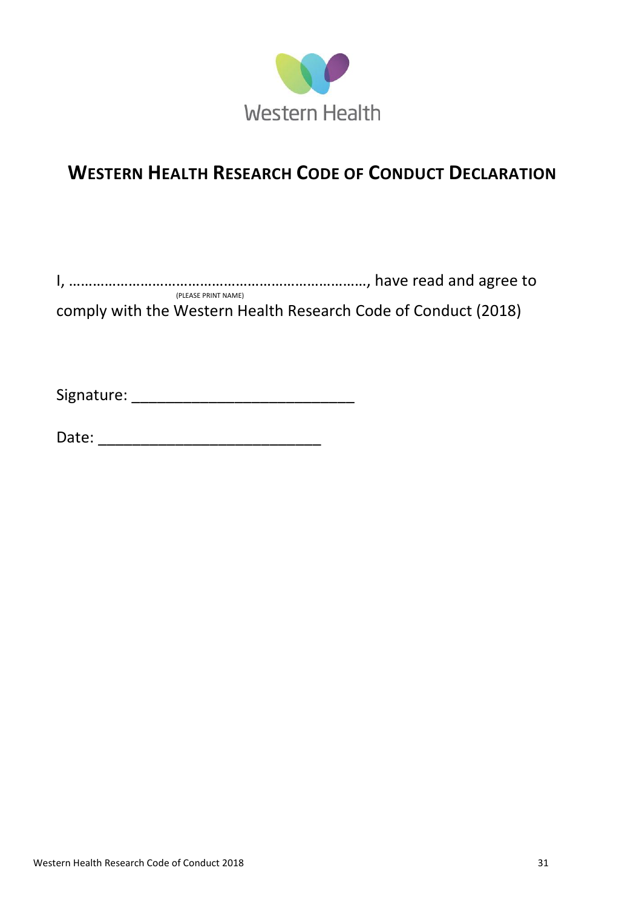Western Health

# WESTERN HEALTH RESEARCH CODE OF CONDUCT DECLARATION

I, ……………………………………………………………………, have read and agree to
(PLEASE PRINT NAME)
comply with the Western Health Research Code of Conduct (2018)

Signature: ___________________________

Date: ___________________________